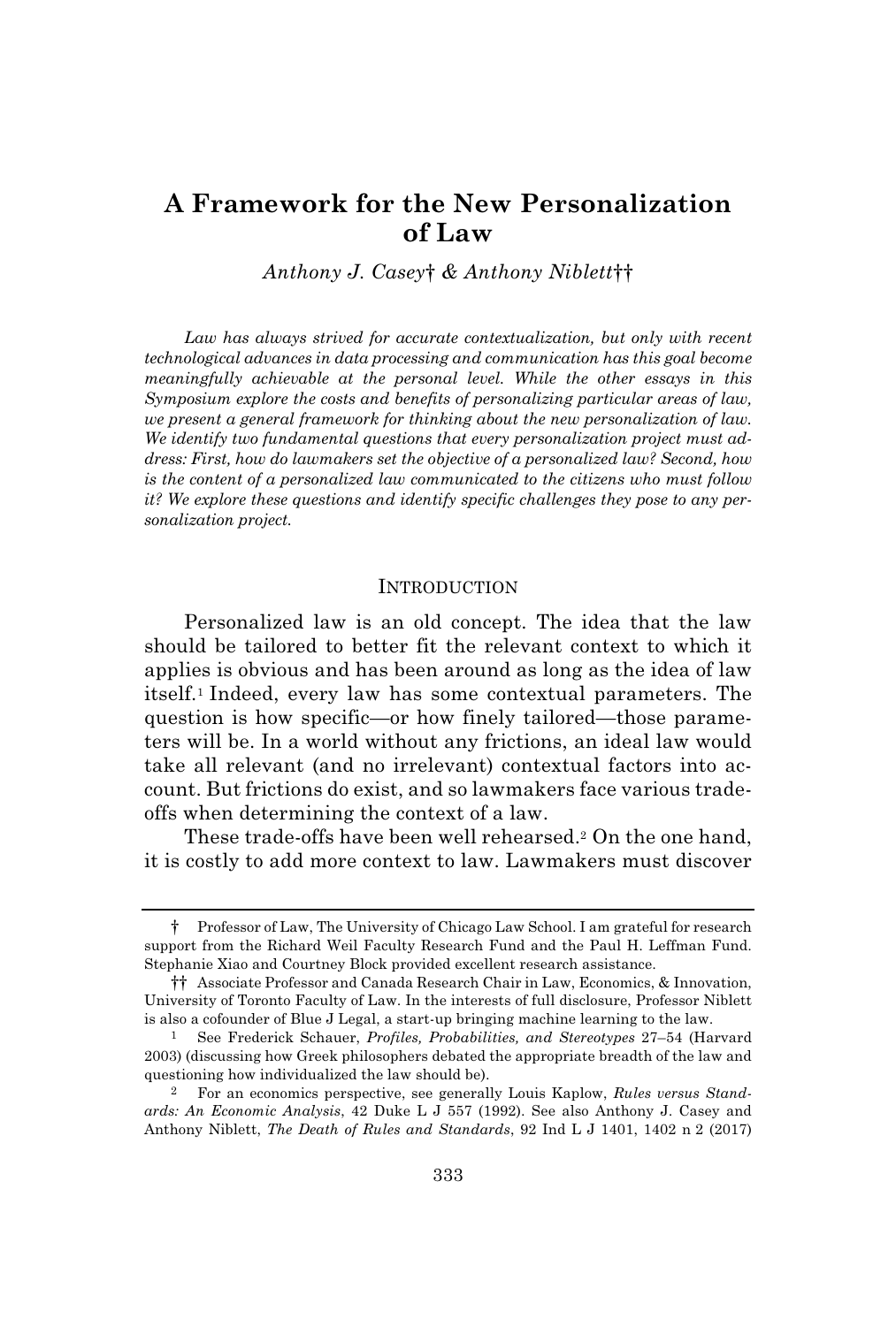# A Framework for the New Personalization of Law

*Anthony J. Casey† & Anthony Niblett††*

*Law has always strived for accurate contextualization, but only with recent technological advances in data processing and communication has this goal become meaningfully achievable at the personal level. While the other essays in this Symposium explore the costs and benefits of personalizing particular areas of law, we present a general framework for thinking about the new personalization of law. We identify two fundamental questions that every personalization project must address: First, how do lawmakers set the objective of a personalized law? Second, how is the content of a personalized law communicated to the citizens who must follow it? We explore these questions and identify specific challenges they pose to any personalization project.*

## INTRODUCTION

Personalized law is an old concept. The idea that the law should be tailored to better fit the relevant context to which it applies is obvious and has been around as long as the idea of law itself.[1] Indeed, every law has some contextual parameters. The question is how specific—or how finely tailored—those parameters will be. In a world without any frictions, an ideal law would take all relevant (and no irrelevant) contextual factors into account. But frictions do exist, and so lawmakers face various trade-offs when determining the context of a law.

These trade-offs have been well rehearsed.[2] On the one hand, it is costly to add more context to law. Lawmakers must discover

---

† Professor of Law, The University of Chicago Law School. I am grateful for research support from the Richard Weil Faculty Research Fund and the Paul H. Leffman Fund. Stephanie Xiao and Courtney Block provided excellent research assistance.

†† Associate Professor and Canada Research Chair in Law, Economics, & Innovation, University of Toronto Faculty of Law. In the interests of full disclosure, Professor Niblett is also a cofounder of Blue J Legal, a start-up bringing machine learning to the law.

[1] See Frederick Schauer, *Profiles, Probabilities, and Stereotypes* 27–54 (Harvard 2003) (discussing how Greek philosophers debated the appropriate breadth of the law and questioning how individualized the law should be).

[2] For an economics perspective, see generally Louis Kaplow, *Rules versus Standards: An Economic Analysis*, 42 Duke L J 557 (1992). See also Anthony J. Casey and Anthony Niblett, *The Death of Rules and Standards*, 92 Ind L J 1401, 1402 n 2 (2017)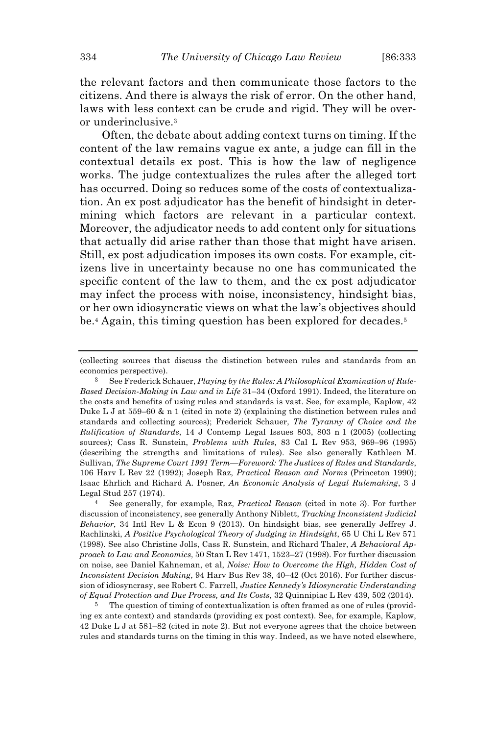the relevant factors and then communicate those factors to the citizens. And there is always the risk of error. On the other hand, laws with less context can be crude and rigid. They will be over- or underinclusive.[3]

Often, the debate about adding context turns on timing. If the content of the law remains vague ex ante, a judge can fill in the contextual details ex post. This is how the law of negligence works. The judge contextualizes the rules after the alleged tort has occurred. Doing so reduces some of the costs of contextualization. An ex post adjudicator has the benefit of hindsight in determining which factors are relevant in a particular context. Moreover, the adjudicator needs to add content only for situations that actually did arise rather than those that might have arisen. Still, ex post adjudication imposes its own costs. For example, citizens live in uncertainty because no one has communicated the specific content of the law to them, and the ex post adjudicator may infect the process with noise, inconsistency, hindsight bias, or her own idiosyncratic views on what the law's objectives should be.[4] Again, this timing question has been explored for decades.[5]

---

(collecting sources that discuss the distinction between rules and standards from an economics perspective).

[3] See Frederick Schauer, *Playing by the Rules: A Philosophical Examination of Rule-Based Decision-Making in Law and in Life* 31–34 (Oxford 1991). Indeed, the literature on the costs and benefits of using rules and standards is vast. See, for example, Kaplow, 42 Duke L J at 559–60 & n 1 (cited in note 2) (explaining the distinction between rules and standards and collecting sources); Frederick Schauer, *The Tyranny of Choice and the Rulification of Standards*, 14 J Contemp Legal Issues 803, 803 n 1 (2005) (collecting sources); Cass R. Sunstein, *Problems with Rules*, 83 Cal L Rev 953, 969–96 (1995) (describing the strengths and limitations of rules). See also generally Kathleen M. Sullivan, *The Supreme Court 1991 Term—Foreword: The Justices of Rules and Standards*, 106 Harv L Rev 22 (1992); Joseph Raz, *Practical Reason and Norms* (Princeton 1990); Isaac Ehrlich and Richard A. Posner, *An Economic Analysis of Legal Rulemaking*, 3 J Legal Stud 257 (1974).

[4] See generally, for example, Raz, *Practical Reason* (cited in note 3). For further discussion of inconsistency, see generally Anthony Niblett, *Tracking Inconsistent Judicial Behavior*, 34 Intl Rev L & Econ 9 (2013). On hindsight bias, see generally Jeffrey J. Rachlinski, *A Positive Psychological Theory of Judging in Hindsight*, 65 U Chi L Rev 571 (1998). See also Christine Jolls, Cass R. Sunstein, and Richard Thaler, *A Behavioral Approach to Law and Economics*, 50 Stan L Rev 1471, 1523–27 (1998). For further discussion on noise, see Daniel Kahneman, et al, *Noise: How to Overcome the High, Hidden Cost of Inconsistent Decision Making*, 94 Harv Bus Rev 38, 40–42 (Oct 2016). For further discussion of idiosyncrasy, see Robert C. Farrell, *Justice Kennedy's Idiosyncratic Understanding of Equal Protection and Due Process, and Its Costs*, 32 Quinnipiac L Rev 439, 502 (2014).

[5] The question of timing of contextualization is often framed as one of rules (providing ex ante context) and standards (providing ex post context). See, for example, Kaplow, 42 Duke L J at 581–82 (cited in note 2). But not everyone agrees that the choice between rules and standards turns on the timing in this way. Indeed, as we have noted elsewhere,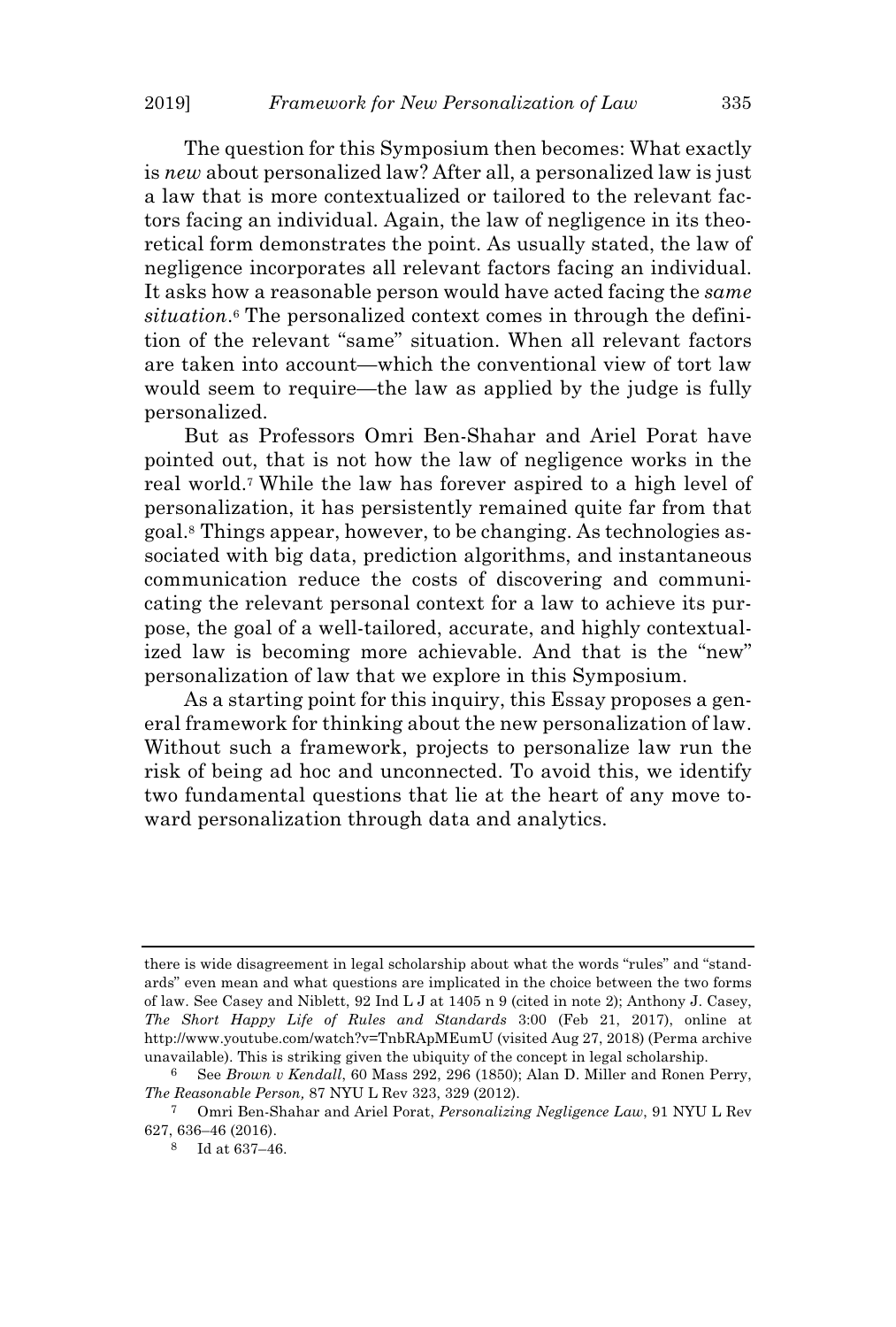The question for this Symposium then becomes: What exactly is *new* about personalized law? After all, a personalized law is just a law that is more contextualized or tailored to the relevant factors facing an individual. Again, the law of negligence in its theoretical form demonstrates the point. As usually stated, the law of negligence incorporates all relevant factors facing an individual. It asks how a reasonable person would have acted facing the *same situation*.[6] The personalized context comes in through the definition of the relevant "same" situation. When all relevant factors are taken into account—which the conventional view of tort law would seem to require—the law as applied by the judge is fully personalized.

But as Professors Omri Ben-Shahar and Ariel Porat have pointed out, that is not how the law of negligence works in the real world.[7] While the law has forever aspired to a high level of personalization, it has persistently remained quite far from that goal.[8] Things appear, however, to be changing. As technologies associated with big data, prediction algorithms, and instantaneous communication reduce the costs of discovering and communicating the relevant personal context for a law to achieve its purpose, the goal of a well-tailored, accurate, and highly contextualized law is becoming more achievable. And that is the "new" personalization of law that we explore in this Symposium.

As a starting point for this inquiry, this Essay proposes a general framework for thinking about the new personalization of law. Without such a framework, projects to personalize law run the risk of being ad hoc and unconnected. To avoid this, we identify two fundamental questions that lie at the heart of any move toward personalization through data and analytics.

---

there is wide disagreement in legal scholarship about what the words "rules" and "standards" even mean and what questions are implicated in the choice between the two forms of law. See Casey and Niblett, 92 Ind L J at 1405 n 9 (cited in note 2); Anthony J. Casey, *The Short Happy Life of Rules and Standards* 3:00 (Feb 21, 2017), online at http://www.youtube.com/watch?v=TnbRApMEumU (visited Aug 27, 2018) (Perma archive unavailable). This is striking given the ubiquity of the concept in legal scholarship.

[6] See *Brown v Kendall*, 60 Mass 292, 296 (1850); Alan D. Miller and Ronen Perry, *The Reasonable Person,* 87 NYU L Rev 323, 329 (2012).

[7] Omri Ben-Shahar and Ariel Porat, *Personalizing Negligence Law*, 91 NYU L Rev 627, 636–46 (2016).

[8] Id at 637–46.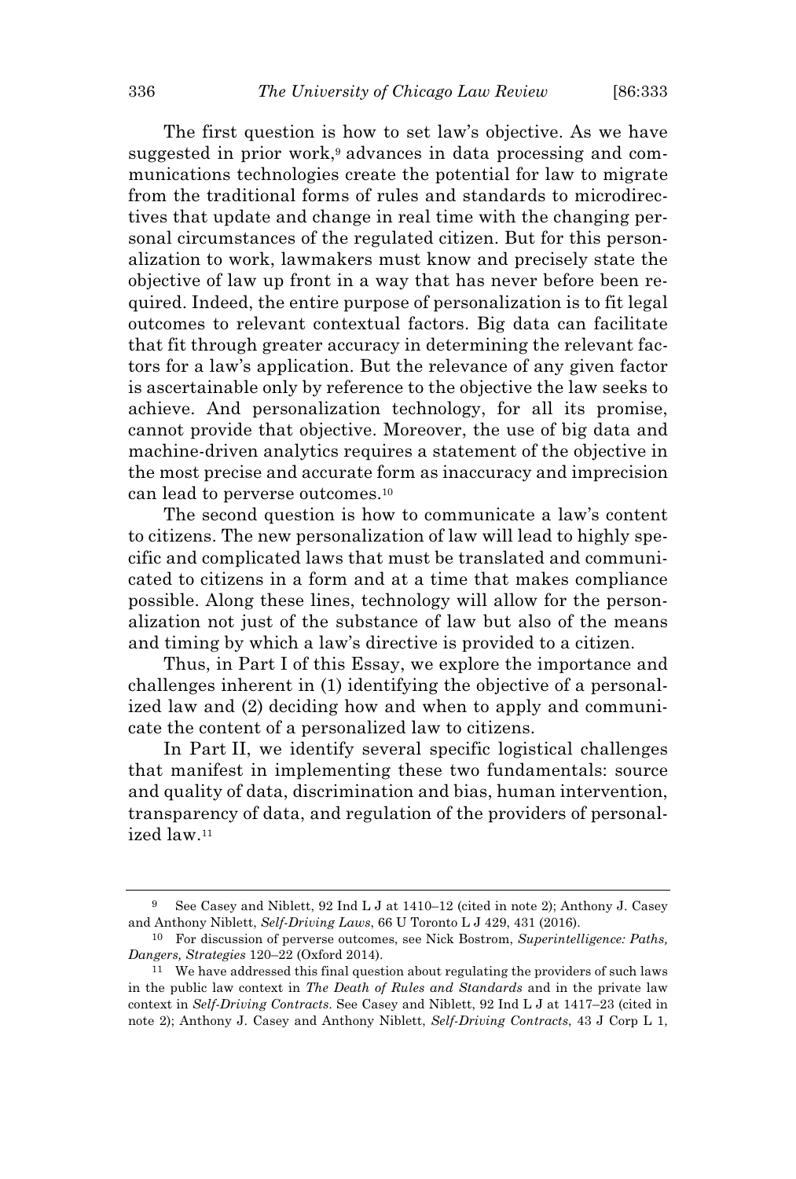The first question is how to set law's objective. As we have suggested in prior work,[9] advances in data processing and communications technologies create the potential for law to migrate from the traditional forms of rules and standards to microdirectives that update and change in real time with the changing personal circumstances of the regulated citizen. But for this personalization to work, lawmakers must know and precisely state the objective of law up front in a way that has never before been required. Indeed, the entire purpose of personalization is to fit legal outcomes to relevant contextual factors. Big data can facilitate that fit through greater accuracy in determining the relevant factors for a law's application. But the relevance of any given factor is ascertainable only by reference to the objective the law seeks to achieve. And personalization technology, for all its promise, cannot provide that objective. Moreover, the use of big data and machine-driven analytics requires a statement of the objective in the most precise and accurate form as inaccuracy and imprecision can lead to perverse outcomes.[10]

The second question is how to communicate a law's content to citizens. The new personalization of law will lead to highly specific and complicated laws that must be translated and communicated to citizens in a form and at a time that makes compliance possible. Along these lines, technology will allow for the personalization not just of the substance of law but also of the means and timing by which a law's directive is provided to a citizen.

Thus, in Part I of this Essay, we explore the importance and challenges inherent in (1) identifying the objective of a personalized law and (2) deciding how and when to apply and communicate the content of a personalized law to citizens.

In Part II, we identify several specific logistical challenges that manifest in implementing these two fundamentals: source and quality of data, discrimination and bias, human intervention, transparency of data, and regulation of the providers of personalized law.[11]

---

[9] See Casey and Niblett, 92 Ind L J at 1410–12 (cited in note 2); Anthony J. Casey and Anthony Niblett, *Self-Driving Laws*, 66 U Toronto L J 429, 431 (2016).

[10] For discussion of perverse outcomes, see Nick Bostrom, *Superintelligence: Paths, Dangers, Strategies* 120–22 (Oxford 2014).

[11] We have addressed this final question about regulating the providers of such laws in the public law context in *The Death of Rules and Standards* and in the private law context in *Self-Driving Contracts*. See Casey and Niblett, 92 Ind L J at 1417–23 (cited in note 2); Anthony J. Casey and Anthony Niblett, *Self-Driving Contracts*, 43 J Corp L 1,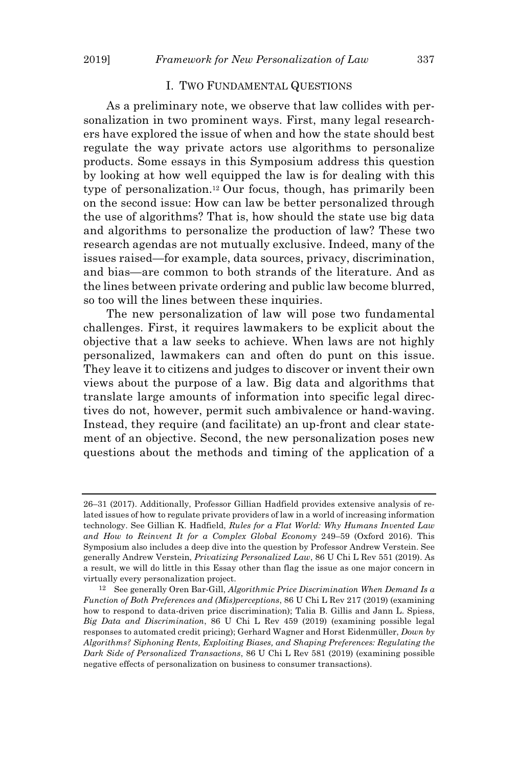## I. TWO FUNDAMENTAL QUESTIONS

As a preliminary note, we observe that law collides with personalization in two prominent ways. First, many legal researchers have explored the issue of when and how the state should best regulate the way private actors use algorithms to personalize products. Some essays in this Symposium address this question by looking at how well equipped the law is for dealing with this type of personalization.[12] Our focus, though, has primarily been on the second issue: How can law be better personalized through the use of algorithms? That is, how should the state use big data and algorithms to personalize the production of law? These two research agendas are not mutually exclusive. Indeed, many of the issues raised—for example, data sources, privacy, discrimination, and bias—are common to both strands of the literature. And as the lines between private ordering and public law become blurred, so too will the lines between these inquiries.

The new personalization of law will pose two fundamental challenges. First, it requires lawmakers to be explicit about the objective that a law seeks to achieve. When laws are not highly personalized, lawmakers can and often do punt on this issue. They leave it to citizens and judges to discover or invent their own views about the purpose of a law. Big data and algorithms that translate large amounts of information into specific legal directives do not, however, permit such ambivalence or hand-waving. Instead, they require (and facilitate) an up-front and clear statement of an objective. Second, the new personalization poses new questions about the methods and timing of the application of a

---

26–31 (2017). Additionally, Professor Gillian Hadfield provides extensive analysis of related issues of how to regulate private providers of law in a world of increasing information technology. See Gillian K. Hadfield, *Rules for a Flat World: Why Humans Invented Law and How to Reinvent It for a Complex Global Economy* 249–59 (Oxford 2016). This Symposium also includes a deep dive into the question by Professor Andrew Verstein. See generally Andrew Verstein, *Privatizing Personalized Law*, 86 U Chi L Rev 551 (2019). As a result, we will do little in this Essay other than flag the issue as one major concern in virtually every personalization project.

[12] See generally Oren Bar-Gill, *Algorithmic Price Discrimination When Demand Is a Function of Both Preferences and (Mis)perceptions*, 86 U Chi L Rev 217 (2019) (examining how to respond to data-driven price discrimination); Talia B. Gillis and Jann L. Spiess, *Big Data and Discrimination*, 86 U Chi L Rev 459 (2019) (examining possible legal responses to automated credit pricing); Gerhard Wagner and Horst Eidenmüller, *Down by Algorithms? Siphoning Rents, Exploiting Biases, and Shaping Preferences: Regulating the Dark Side of Personalized Transactions*, 86 U Chi L Rev 581 (2019) (examining possible negative effects of personalization on business to consumer transactions).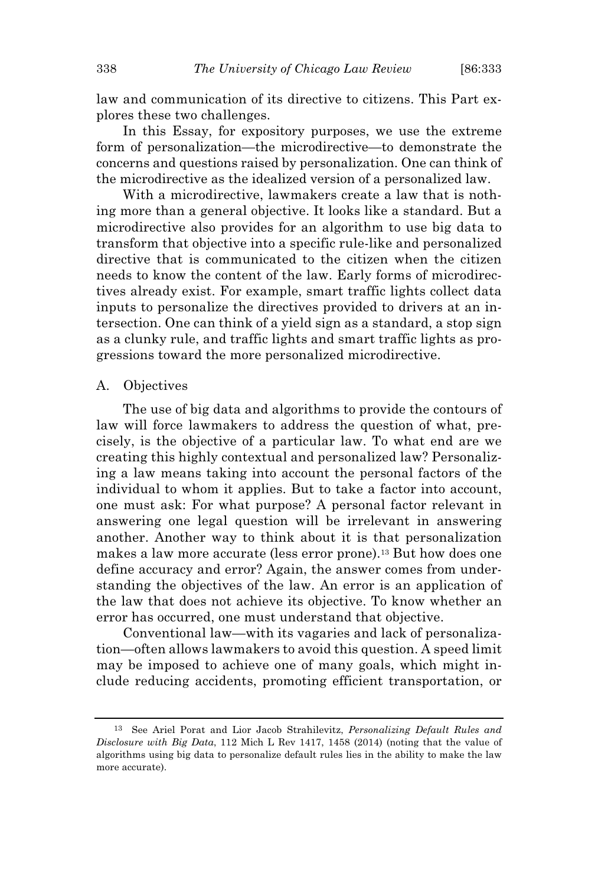law and communication of its directive to citizens. This Part explores these two challenges.

In this Essay, for expository purposes, we use the extreme form of personalization—the microdirective—to demonstrate the concerns and questions raised by personalization. One can think of the microdirective as the idealized version of a personalized law.

With a microdirective, lawmakers create a law that is nothing more than a general objective. It looks like a standard. But a microdirective also provides for an algorithm to use big data to transform that objective into a specific rule-like and personalized directive that is communicated to the citizen when the citizen needs to know the content of the law. Early forms of microdirectives already exist. For example, smart traffic lights collect data inputs to personalize the directives provided to drivers at an intersection. One can think of a yield sign as a standard, a stop sign as a clunky rule, and traffic lights and smart traffic lights as progressions toward the more personalized microdirective.

## A. Objectives

The use of big data and algorithms to provide the contours of law will force lawmakers to address the question of what, precisely, is the objective of a particular law. To what end are we creating this highly contextual and personalized law? Personalizing a law means taking into account the personal factors of the individual to whom it applies. But to take a factor into account, one must ask: For what purpose? A personal factor relevant in answering one legal question will be irrelevant in answering another. Another way to think about it is that personalization makes a law more accurate (less error prone).[13] But how does one define accuracy and error? Again, the answer comes from understanding the objectives of the law. An error is an application of the law that does not achieve its objective. To know whether an error has occurred, one must understand that objective.

Conventional law—with its vagaries and lack of personalization—often allows lawmakers to avoid this question. A speed limit may be imposed to achieve one of many goals, which might include reducing accidents, promoting efficient transportation, or

---

[13] See Ariel Porat and Lior Jacob Strahilevitz, *Personalizing Default Rules and Disclosure with Big Data*, 112 Mich L Rev 1417, 1458 (2014) (noting that the value of algorithms using big data to personalize default rules lies in the ability to make the law more accurate).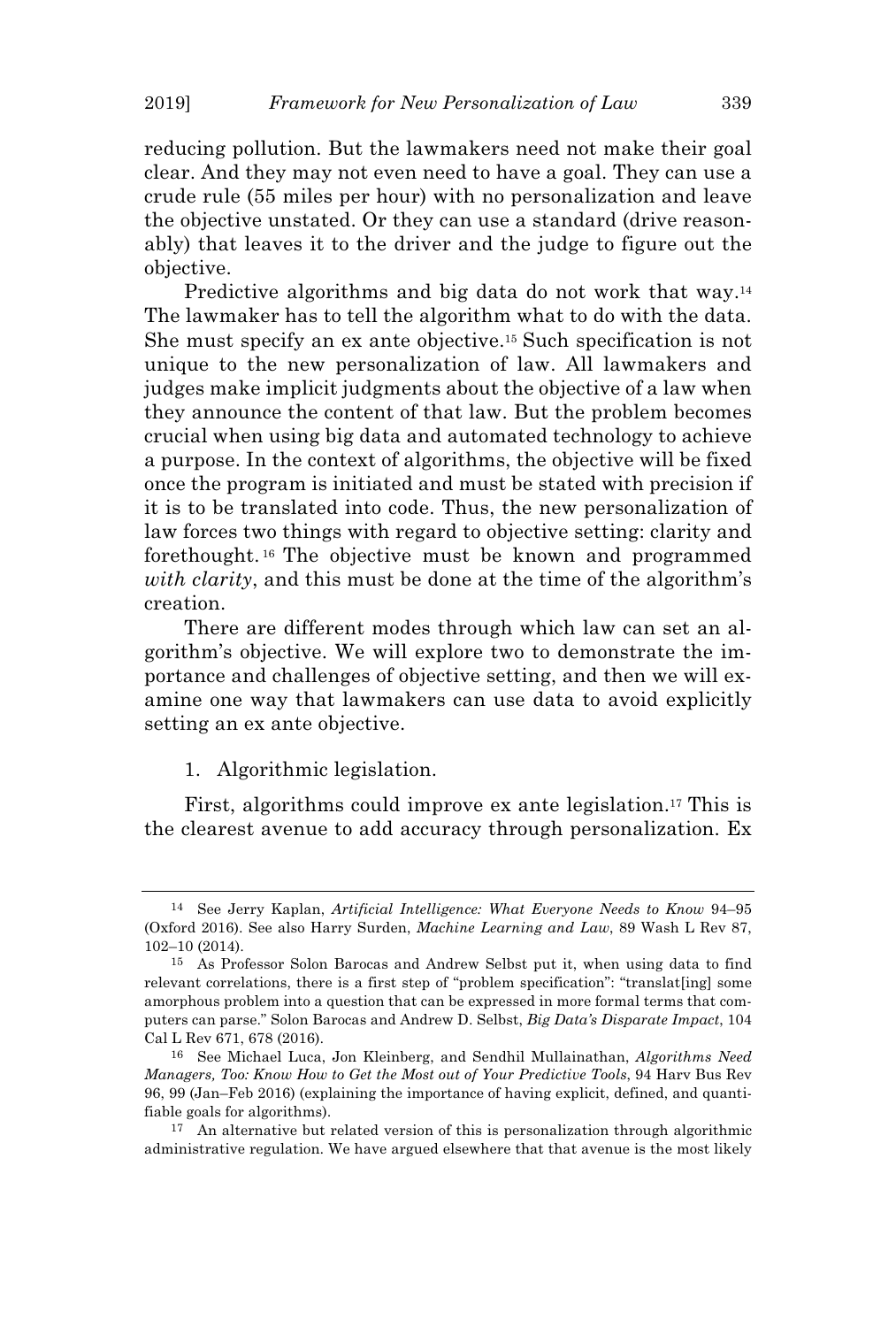reducing pollution. But the lawmakers need not make their goal clear. And they may not even need to have a goal. They can use a crude rule (55 miles per hour) with no personalization and leave the objective unstated. Or they can use a standard (drive reasonably) that leaves it to the driver and the judge to figure out the objective.

Predictive algorithms and big data do not work that way.[14] The lawmaker has to tell the algorithm what to do with the data. She must specify an ex ante objective.[15] Such specification is not unique to the new personalization of law. All lawmakers and judges make implicit judgments about the objective of a law when they announce the content of that law. But the problem becomes crucial when using big data and automated technology to achieve a purpose. In the context of algorithms, the objective will be fixed once the program is initiated and must be stated with precision if it is to be translated into code. Thus, the new personalization of law forces two things with regard to objective setting: clarity and forethought.[16] The objective must be known and programmed *with clarity*, and this must be done at the time of the algorithm's creation.

There are different modes through which law can set an algorithm's objective. We will explore two to demonstrate the importance and challenges of objective setting, and then we will examine one way that lawmakers can use data to avoid explicitly setting an ex ante objective.

1. Algorithmic legislation.

First, algorithms could improve ex ante legislation.[17] This is the clearest avenue to add accuracy through personalization. Ex

---

[14] See Jerry Kaplan, *Artificial Intelligence: What Everyone Needs to Know* 94–95 (Oxford 2016). See also Harry Surden, *Machine Learning and Law*, 89 Wash L Rev 87, 102–10 (2014).

[15] As Professor Solon Barocas and Andrew Selbst put it, when using data to find relevant correlations, there is a first step of "problem specification": "translat[ing] some amorphous problem into a question that can be expressed in more formal terms that computers can parse." Solon Barocas and Andrew D. Selbst, *Big Data's Disparate Impact*, 104 Cal L Rev 671, 678 (2016).

[16] See Michael Luca, Jon Kleinberg, and Sendhil Mullainathan, *Algorithms Need Managers, Too: Know How to Get the Most out of Your Predictive Tools*, 94 Harv Bus Rev 96, 99 (Jan–Feb 2016) (explaining the importance of having explicit, defined, and quantifiable goals for algorithms).

[17] An alternative but related version of this is personalization through algorithmic administrative regulation. We have argued elsewhere that that avenue is the most likely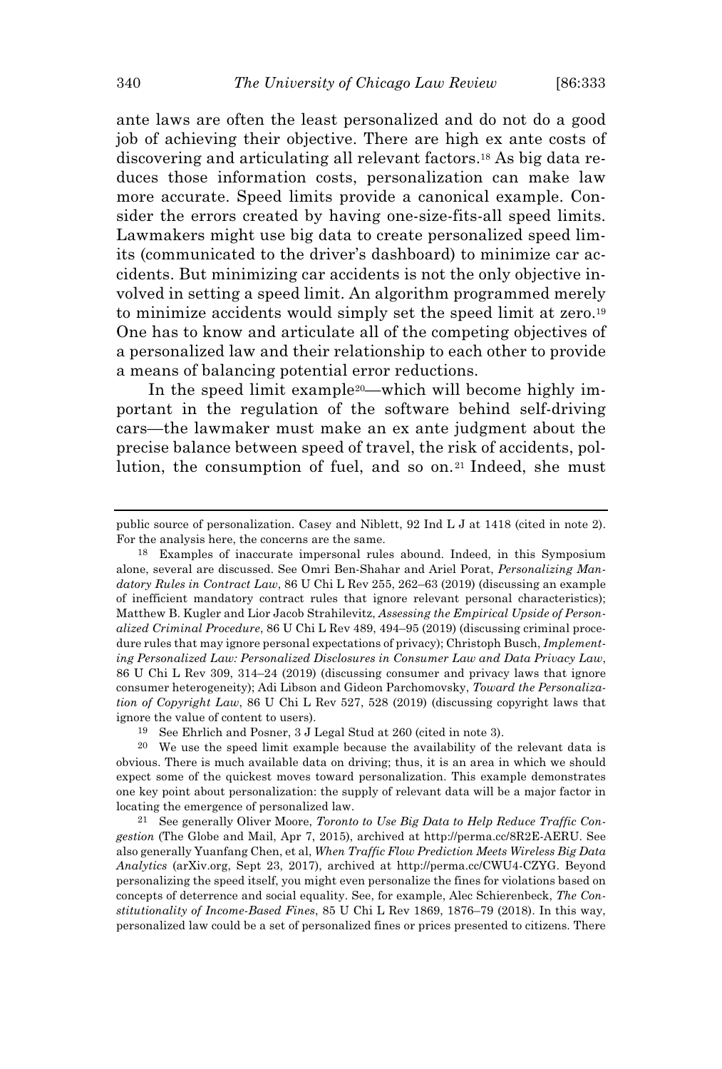ante laws are often the least personalized and do not do a good job of achieving their objective. There are high ex ante costs of discovering and articulating all relevant factors.[18] As big data reduces those information costs, personalization can make law more accurate. Speed limits provide a canonical example. Consider the errors created by having one-size-fits-all speed limits. Lawmakers might use big data to create personalized speed limits (communicated to the driver's dashboard) to minimize car accidents. But minimizing car accidents is not the only objective involved in setting a speed limit. An algorithm programmed merely to minimize accidents would simply set the speed limit at zero.[19] One has to know and articulate all of the competing objectives of a personalized law and their relationship to each other to provide a means of balancing potential error reductions.

In the speed limit example[20]—which will become highly important in the regulation of the software behind self-driving cars—the lawmaker must make an ex ante judgment about the precise balance between speed of travel, the risk of accidents, pollution, the consumption of fuel, and so on.[21] Indeed, she must

---

public source of personalization. Casey and Niblett, 92 Ind L J at 1418 (cited in note 2). For the analysis here, the concerns are the same.

[18] Examples of inaccurate impersonal rules abound. Indeed, in this Symposium alone, several are discussed. See Omri Ben-Shahar and Ariel Porat, *Personalizing Mandatory Rules in Contract Law*, 86 U Chi L Rev 255, 262–63 (2019) (discussing an example of inefficient mandatory contract rules that ignore relevant personal characteristics); Matthew B. Kugler and Lior Jacob Strahilevitz, *Assessing the Empirical Upside of Personalized Criminal Procedure*, 86 U Chi L Rev 489, 494–95 (2019) (discussing criminal procedure rules that may ignore personal expectations of privacy); Christoph Busch, *Implementing Personalized Law: Personalized Disclosures in Consumer Law and Data Privacy Law*, 86 U Chi L Rev 309, 314–24 (2019) (discussing consumer and privacy laws that ignore consumer heterogeneity); Adi Libson and Gideon Parchomovsky, *Toward the Personalization of Copyright Law*, 86 U Chi L Rev 527, 528 (2019) (discussing copyright laws that ignore the value of content to users).

[19] See Ehrlich and Posner, 3 J Legal Stud at 260 (cited in note 3).

[20] We use the speed limit example because the availability of the relevant data is obvious. There is much available data on driving; thus, it is an area in which we should expect some of the quickest moves toward personalization. This example demonstrates one key point about personalization: the supply of relevant data will be a major factor in locating the emergence of personalized law.

[21] See generally Oliver Moore, *Toronto to Use Big Data to Help Reduce Traffic Congestion* (The Globe and Mail, Apr 7, 2015), archived at http://perma.cc/8R2E-AERU. See also generally Yuanfang Chen, et al, *When Traffic Flow Prediction Meets Wireless Big Data Analytics* (arXiv.org, Sept 23, 2017), archived at http://perma.cc/CWU4-CZYG. Beyond personalizing the speed itself, you might even personalize the fines for violations based on concepts of deterrence and social equality. See, for example, Alec Schierenbeck, *The Constitutionality of Income-Based Fines*, 85 U Chi L Rev 1869, 1876–79 (2018). In this way, personalized law could be a set of personalized fines or prices presented to citizens. There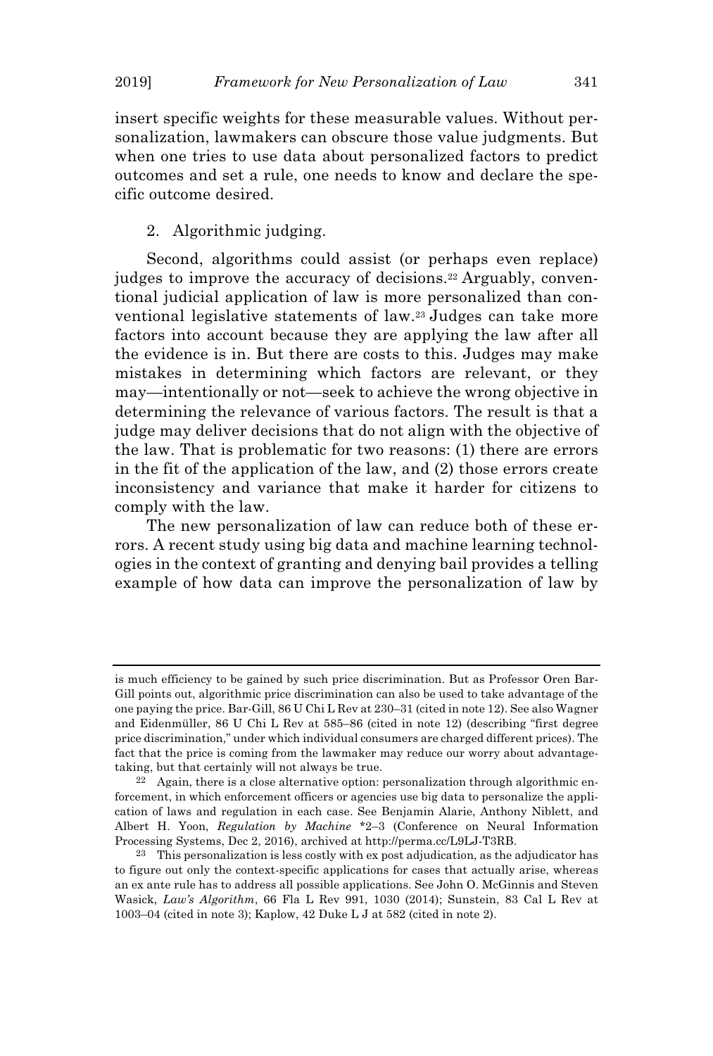insert specific weights for these measurable values. Without personalization, lawmakers can obscure those value judgments. But when one tries to use data about personalized factors to predict outcomes and set a rule, one needs to know and declare the specific outcome desired.

2. Algorithmic judging.

Second, algorithms could assist (or perhaps even replace) judges to improve the accuracy of decisions.[22] Arguably, conventional judicial application of law is more personalized than conventional legislative statements of law.[23] Judges can take more factors into account because they are applying the law after all the evidence is in. But there are costs to this. Judges may make mistakes in determining which factors are relevant, or they may—intentionally or not—seek to achieve the wrong objective in determining the relevance of various factors. The result is that a judge may deliver decisions that do not align with the objective of the law. That is problematic for two reasons: (1) there are errors in the fit of the application of the law, and (2) those errors create inconsistency and variance that make it harder for citizens to comply with the law.

The new personalization of law can reduce both of these errors. A recent study using big data and machine learning technologies in the context of granting and denying bail provides a telling example of how data can improve the personalization of law by

---

is much efficiency to be gained by such price discrimination. But as Professor Oren Bar-Gill points out, algorithmic price discrimination can also be used to take advantage of the one paying the price. Bar-Gill, 86 U Chi L Rev at 230–31 (cited in note 12). See also Wagner and Eidenmüller, 86 U Chi L Rev at 585–86 (cited in note 12) (describing "first degree price discrimination," under which individual consumers are charged different prices). The fact that the price is coming from the lawmaker may reduce our worry about advantage-taking, but that certainly will not always be true.

[22] Again, there is a close alternative option: personalization through algorithmic enforcement, in which enforcement officers or agencies use big data to personalize the application of laws and regulation in each case. See Benjamin Alarie, Anthony Niblett, and Albert H. Yoon, *Regulation by Machine* *2–3 (Conference on Neural Information Processing Systems, Dec 2, 2016), archived at http://perma.cc/L9LJ-T3RB.

[23] This personalization is less costly with ex post adjudication, as the adjudicator has to figure out only the context-specific applications for cases that actually arise, whereas an ex ante rule has to address all possible applications. See John O. McGinnis and Steven Wasick, *Law's Algorithm*, 66 Fla L Rev 991, 1030 (2014); Sunstein, 83 Cal L Rev at 1003–04 (cited in note 3); Kaplow, 42 Duke L J at 582 (cited in note 2).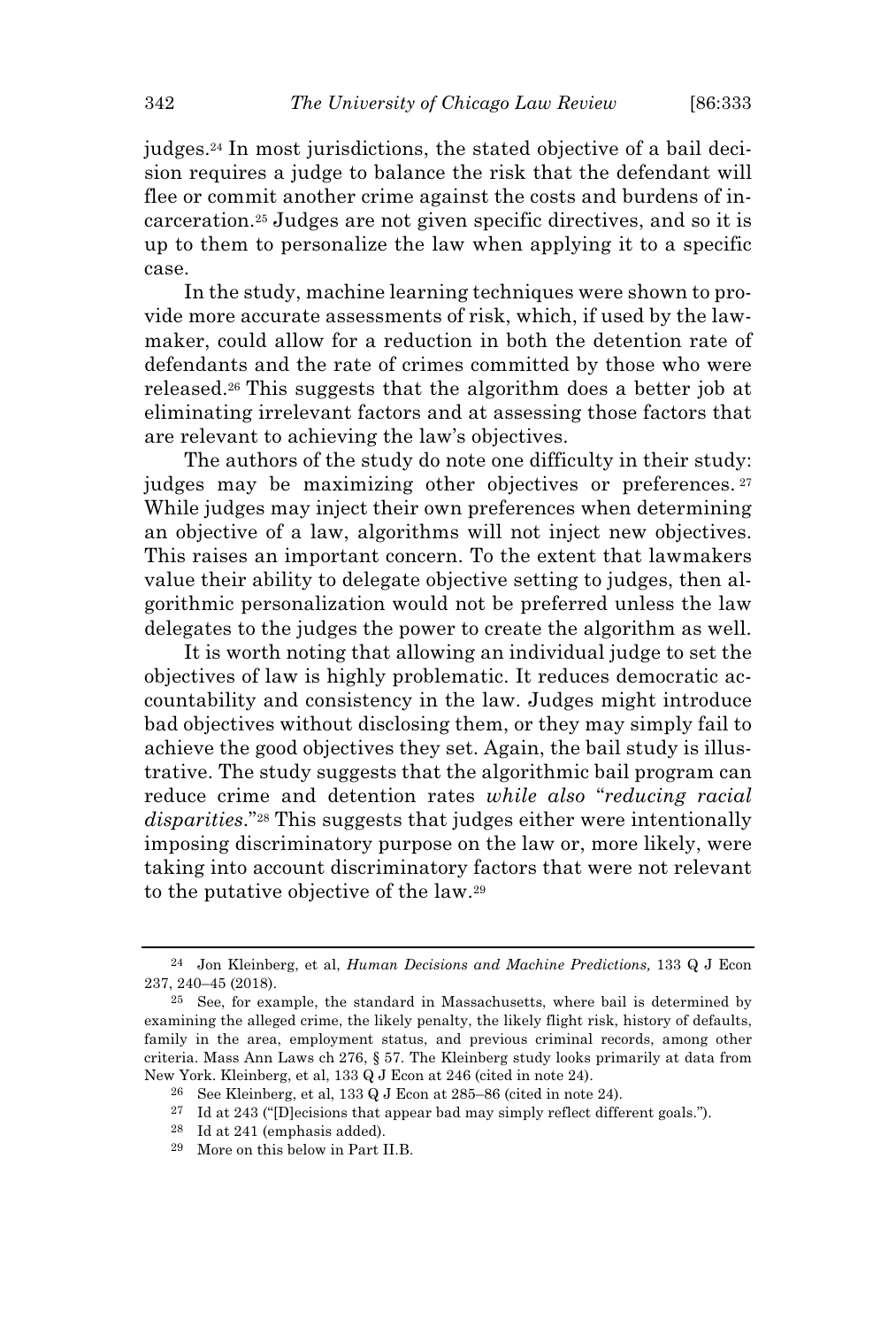judges.[24] In most jurisdictions, the stated objective of a bail decision requires a judge to balance the risk that the defendant will flee or commit another crime against the costs and burdens of incarceration.[25] Judges are not given specific directives, and so it is up to them to personalize the law when applying it to a specific case.

In the study, machine learning techniques were shown to provide more accurate assessments of risk, which, if used by the lawmaker, could allow for a reduction in both the detention rate of defendants and the rate of crimes committed by those who were released.[26] This suggests that the algorithm does a better job at eliminating irrelevant factors and at assessing those factors that are relevant to achieving the law's objectives.

The authors of the study do note one difficulty in their study: judges may be maximizing other objectives or preferences.[27] While judges may inject their own preferences when determining an objective of a law, algorithms will not inject new objectives. This raises an important concern. To the extent that lawmakers value their ability to delegate objective setting to judges, then algorithmic personalization would not be preferred unless the law delegates to the judges the power to create the algorithm as well.

It is worth noting that allowing an individual judge to set the objectives of law is highly problematic. It reduces democratic accountability and consistency in the law. Judges might introduce bad objectives without disclosing them, or they may simply fail to achieve the good objectives they set. Again, the bail study is illustrative. The study suggests that the algorithmic bail program can reduce crime and detention rates *while also* "*reducing racial disparities*."[28] This suggests that judges either were intentionally imposing discriminatory purpose on the law or, more likely, were taking into account discriminatory factors that were not relevant to the putative objective of the law.[29]

---

[24] Jon Kleinberg, et al, *Human Decisions and Machine Predictions,* 133 Q J Econ 237, 240–45 (2018).

[25] See, for example, the standard in Massachusetts, where bail is determined by examining the alleged crime, the likely penalty, the likely flight risk, history of defaults, family in the area, employment status, and previous criminal records, among other criteria. Mass Ann Laws ch 276, § 57. The Kleinberg study looks primarily at data from New York. Kleinberg, et al, 133 Q J Econ at 246 (cited in note 24).

[26] See Kleinberg, et al, 133 Q J Econ at 285–86 (cited in note 24).

[27] Id at 243 ("[D]ecisions that appear bad may simply reflect different goals.").

[28] Id at 241 (emphasis added).

[29] More on this below in Part II.B.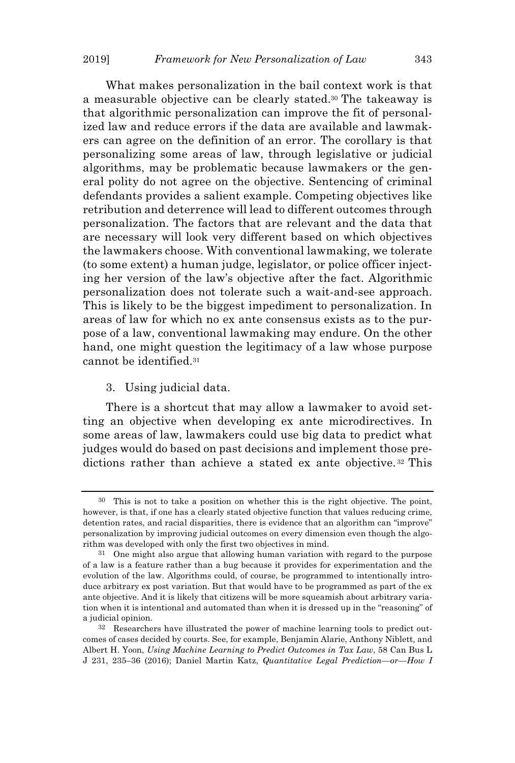What makes personalization in the bail context work is that a measurable objective can be clearly stated.[30] The takeaway is that algorithmic personalization can improve the fit of personalized law and reduce errors if the data are available and lawmakers can agree on the definition of an error. The corollary is that personalizing some areas of law, through legislative or judicial algorithms, may be problematic because lawmakers or the general polity do not agree on the objective. Sentencing of criminal defendants provides a salient example. Competing objectives like retribution and deterrence will lead to different outcomes through personalization. The factors that are relevant and the data that are necessary will look very different based on which objectives the lawmakers choose. With conventional lawmaking, we tolerate (to some extent) a human judge, legislator, or police officer injecting her version of the law's objective after the fact. Algorithmic personalization does not tolerate such a wait-and-see approach. This is likely to be the biggest impediment to personalization. In areas of law for which no ex ante consensus exists as to the purpose of a law, conventional lawmaking may endure. On the other hand, one might question the legitimacy of a law whose purpose cannot be identified.[31]

### 3. Using judicial data.

There is a shortcut that may allow a lawmaker to avoid setting an objective when developing ex ante microdirectives. In some areas of law, lawmakers could use big data to predict what judges would do based on past decisions and implement those predictions rather than achieve a stated ex ante objective.[32] This

---

[30] This is not to take a position on whether this is the right objective. The point, however, is that, if one has a clearly stated objective function that values reducing crime, detention rates, and racial disparities, there is evidence that an algorithm can "improve" personalization by improving judicial outcomes on every dimension even though the algorithm was developed with only the first two objectives in mind.

[31] One might also argue that allowing human variation with regard to the purpose of a law is a feature rather than a bug because it provides for experimentation and the evolution of the law. Algorithms could, of course, be programmed to intentionally introduce arbitrary ex post variation. But that would have to be programmed as part of the ex ante objective. And it is likely that citizens will be more squeamish about arbitrary variation when it is intentional and automated than when it is dressed up in the "reasoning" of a judicial opinion.

[32] Researchers have illustrated the power of machine learning tools to predict outcomes of cases decided by courts. See, for example, Benjamin Alarie, Anthony Niblett, and Albert H. Yoon, *Using Machine Learning to Predict Outcomes in Tax Law*, 58 Can Bus L J 231, 235–36 (2016); Daniel Martin Katz, *Quantitative Legal Prediction—or—How I*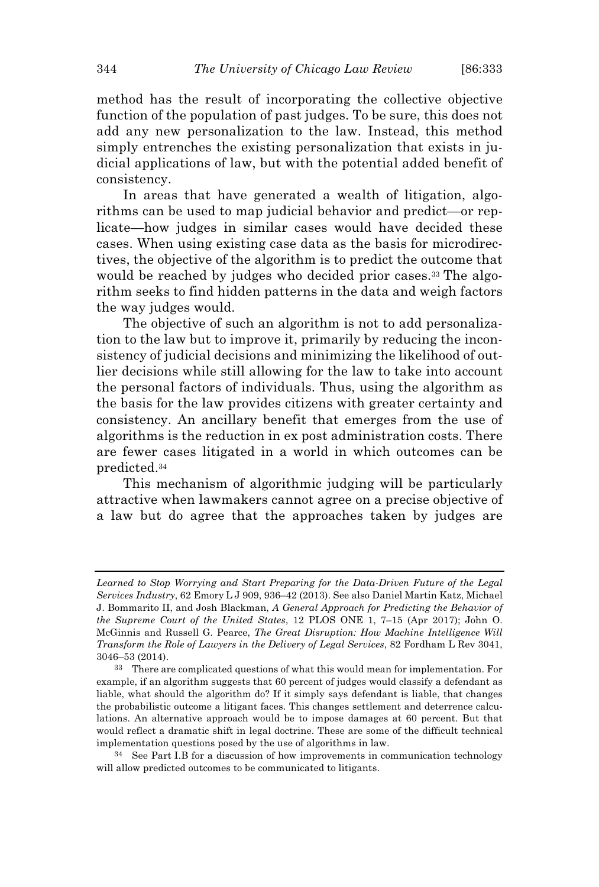method has the result of incorporating the collective objective function of the population of past judges. To be sure, this does not add any new personalization to the law. Instead, this method simply entrenches the existing personalization that exists in judicial applications of law, but with the potential added benefit of consistency.

In areas that have generated a wealth of litigation, algorithms can be used to map judicial behavior and predict—or replicate—how judges in similar cases would have decided these cases. When using existing case data as the basis for microdirectives, the objective of the algorithm is to predict the outcome that would be reached by judges who decided prior cases.[33] The algorithm seeks to find hidden patterns in the data and weigh factors the way judges would.

The objective of such an algorithm is not to add personalization to the law but to improve it, primarily by reducing the inconsistency of judicial decisions and minimizing the likelihood of outlier decisions while still allowing for the law to take into account the personal factors of individuals. Thus, using the algorithm as the basis for the law provides citizens with greater certainty and consistency. An ancillary benefit that emerges from the use of algorithms is the reduction in ex post administration costs. There are fewer cases litigated in a world in which outcomes can be predicted.[34]

This mechanism of algorithmic judging will be particularly attractive when lawmakers cannot agree on a precise objective of a law but do agree that the approaches taken by judges are

---

*Learned to Stop Worrying and Start Preparing for the Data-Driven Future of the Legal Services Industry*, 62 Emory L J 909, 936–42 (2013). See also Daniel Martin Katz, Michael J. Bommarito II, and Josh Blackman, *A General Approach for Predicting the Behavior of the Supreme Court of the United States*, 12 PLOS ONE 1, 7–15 (Apr 2017); John O. McGinnis and Russell G. Pearce, *The Great Disruption: How Machine Intelligence Will Transform the Role of Lawyers in the Delivery of Legal Services*, 82 Fordham L Rev 3041, 3046–53 (2014).

[33] There are complicated questions of what this would mean for implementation. For example, if an algorithm suggests that 60 percent of judges would classify a defendant as liable, what should the algorithm do? If it simply says defendant is liable, that changes the probabilistic outcome a litigant faces. This changes settlement and deterrence calculations. An alternative approach would be to impose damages at 60 percent. But that would reflect a dramatic shift in legal doctrine. These are some of the difficult technical implementation questions posed by the use of algorithms in law.

[34] See Part I.B for a discussion of how improvements in communication technology will allow predicted outcomes to be communicated to litigants.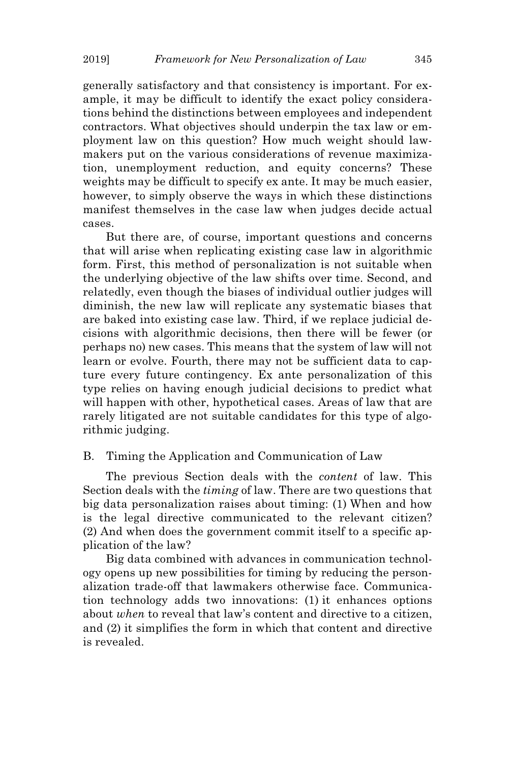generally satisfactory and that consistency is important. For example, it may be difficult to identify the exact policy considerations behind the distinctions between employees and independent contractors. What objectives should underpin the tax law or employment law on this question? How much weight should lawmakers put on the various considerations of revenue maximization, unemployment reduction, and equity concerns? These weights may be difficult to specify ex ante. It may be much easier, however, to simply observe the ways in which these distinctions manifest themselves in the case law when judges decide actual cases.

But there are, of course, important questions and concerns that will arise when replicating existing case law in algorithmic form. First, this method of personalization is not suitable when the underlying objective of the law shifts over time. Second, and relatedly, even though the biases of individual outlier judges will diminish, the new law will replicate any systematic biases that are baked into existing case law. Third, if we replace judicial decisions with algorithmic decisions, then there will be fewer (or perhaps no) new cases. This means that the system of law will not learn or evolve. Fourth, there may not be sufficient data to capture every future contingency. Ex ante personalization of this type relies on having enough judicial decisions to predict what will happen with other, hypothetical cases. Areas of law that are rarely litigated are not suitable candidates for this type of algorithmic judging.

## B. Timing the Application and Communication of Law

The previous Section deals with the *content* of law. This Section deals with the *timing* of law. There are two questions that big data personalization raises about timing: (1) When and how is the legal directive communicated to the relevant citizen? (2) And when does the government commit itself to a specific application of the law?

Big data combined with advances in communication technology opens up new possibilities for timing by reducing the personalization trade-off that lawmakers otherwise face. Communication technology adds two innovations: (1) it enhances options about *when* to reveal that law's content and directive to a citizen, and (2) it simplifies the form in which that content and directive is revealed.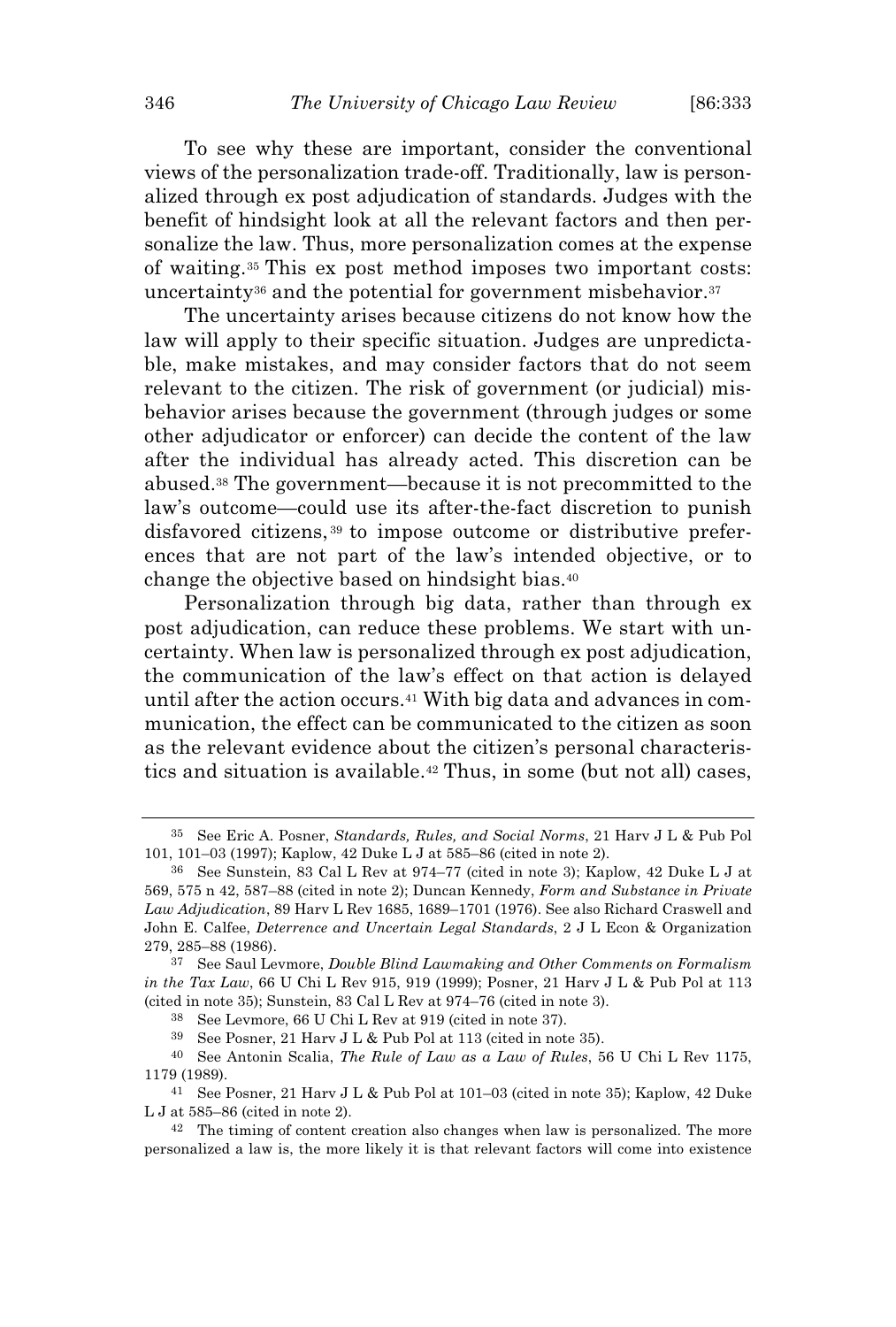To see why these are important, consider the conventional views of the personalization trade-off. Traditionally, law is personalized through ex post adjudication of standards. Judges with the benefit of hindsight look at all the relevant factors and then personalize the law. Thus, more personalization comes at the expense of waiting.[35] This ex post method imposes two important costs: uncertainty[36] and the potential for government misbehavior.[37]

The uncertainty arises because citizens do not know how the law will apply to their specific situation. Judges are unpredictable, make mistakes, and may consider factors that do not seem relevant to the citizen. The risk of government (or judicial) misbehavior arises because the government (through judges or some other adjudicator or enforcer) can decide the content of the law after the individual has already acted. This discretion can be abused.[38] The government—because it is not precommitted to the law's outcome—could use its after-the-fact discretion to punish disfavored citizens,[39] to impose outcome or distributive preferences that are not part of the law's intended objective, or to change the objective based on hindsight bias.[40]

Personalization through big data, rather than through ex post adjudication, can reduce these problems. We start with uncertainty. When law is personalized through ex post adjudication, the communication of the law's effect on that action is delayed until after the action occurs.[41] With big data and advances in communication, the effect can be communicated to the citizen as soon as the relevant evidence about the citizen's personal characteristics and situation is available.[42] Thus, in some (but not all) cases,

---

[35] See Eric A. Posner, *Standards, Rules, and Social Norms*, 21 Harv J L & Pub Pol 101, 101–03 (1997); Kaplow, 42 Duke L J at 585–86 (cited in note 2).

[36] See Sunstein, 83 Cal L Rev at 974–77 (cited in note 3); Kaplow, 42 Duke L J at 569, 575 n 42, 587–88 (cited in note 2); Duncan Kennedy, *Form and Substance in Private Law Adjudication*, 89 Harv L Rev 1685, 1689–1701 (1976). See also Richard Craswell and John E. Calfee, *Deterrence and Uncertain Legal Standards*, 2 J L Econ & Organization 279, 285–88 (1986).

[37] See Saul Levmore, *Double Blind Lawmaking and Other Comments on Formalism in the Tax Law*, 66 U Chi L Rev 915, 919 (1999); Posner, 21 Harv J L & Pub Pol at 113 (cited in note 35); Sunstein, 83 Cal L Rev at 974–76 (cited in note 3).

[38] See Levmore, 66 U Chi L Rev at 919 (cited in note 37).

[39] See Posner, 21 Harv J L & Pub Pol at 113 (cited in note 35).

[40] See Antonin Scalia, *The Rule of Law as a Law of Rules*, 56 U Chi L Rev 1175, 1179 (1989).

[41] See Posner, 21 Harv J L & Pub Pol at 101–03 (cited in note 35); Kaplow, 42 Duke L J at 585–86 (cited in note 2).

[42] The timing of content creation also changes when law is personalized. The more personalized a law is, the more likely it is that relevant factors will come into existence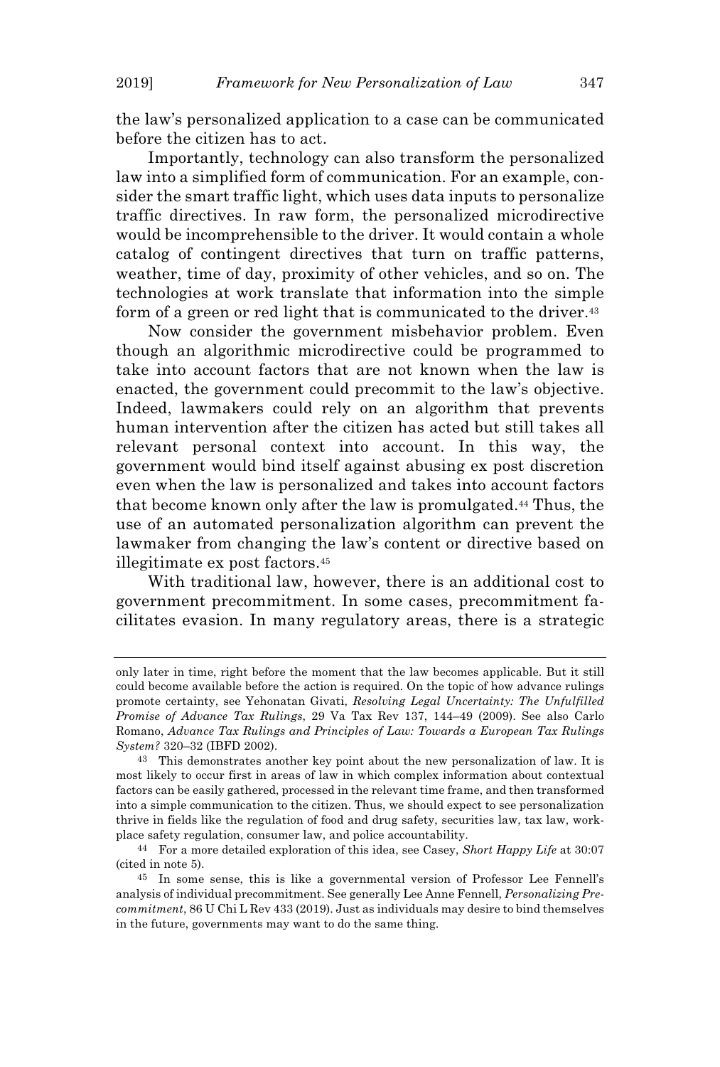the law's personalized application to a case can be communicated before the citizen has to act.

Importantly, technology can also transform the personalized law into a simplified form of communication. For an example, consider the smart traffic light, which uses data inputs to personalize traffic directives. In raw form, the personalized microdirective would be incomprehensible to the driver. It would contain a whole catalog of contingent directives that turn on traffic patterns, weather, time of day, proximity of other vehicles, and so on. The technologies at work translate that information into the simple form of a green or red light that is communicated to the driver.[43]

Now consider the government misbehavior problem. Even though an algorithmic microdirective could be programmed to take into account factors that are not known when the law is enacted, the government could precommit to the law's objective. Indeed, lawmakers could rely on an algorithm that prevents human intervention after the citizen has acted but still takes all relevant personal context into account. In this way, the government would bind itself against abusing ex post discretion even when the law is personalized and takes into account factors that become known only after the law is promulgated.[44] Thus, the use of an automated personalization algorithm can prevent the lawmaker from changing the law's content or directive based on illegitimate ex post factors.[45]

With traditional law, however, there is an additional cost to government precommitment. In some cases, precommitment facilitates evasion. In many regulatory areas, there is a strategic

---

only later in time, right before the moment that the law becomes applicable. But it still could become available before the action is required. On the topic of how advance rulings promote certainty, see Yehonatan Givati, *Resolving Legal Uncertainty: The Unfulfilled Promise of Advance Tax Rulings*, 29 Va Tax Rev 137, 144–49 (2009). See also Carlo Romano, *Advance Tax Rulings and Principles of Law: Towards a European Tax Rulings System?* 320–32 (IBFD 2002).

[43] This demonstrates another key point about the new personalization of law. It is most likely to occur first in areas of law in which complex information about contextual factors can be easily gathered, processed in the relevant time frame, and then transformed into a simple communication to the citizen. Thus, we should expect to see personalization thrive in fields like the regulation of food and drug safety, securities law, tax law, workplace safety regulation, consumer law, and police accountability.

[44] For a more detailed exploration of this idea, see Casey, *Short Happy Life* at 30:07 (cited in note 5).

[45] In some sense, this is like a governmental version of Professor Lee Fennell's analysis of individual precommitment. See generally Lee Anne Fennell, *Personalizing Precommitment*, 86 U Chi L Rev 433 (2019). Just as individuals may desire to bind themselves in the future, governments may want to do the same thing.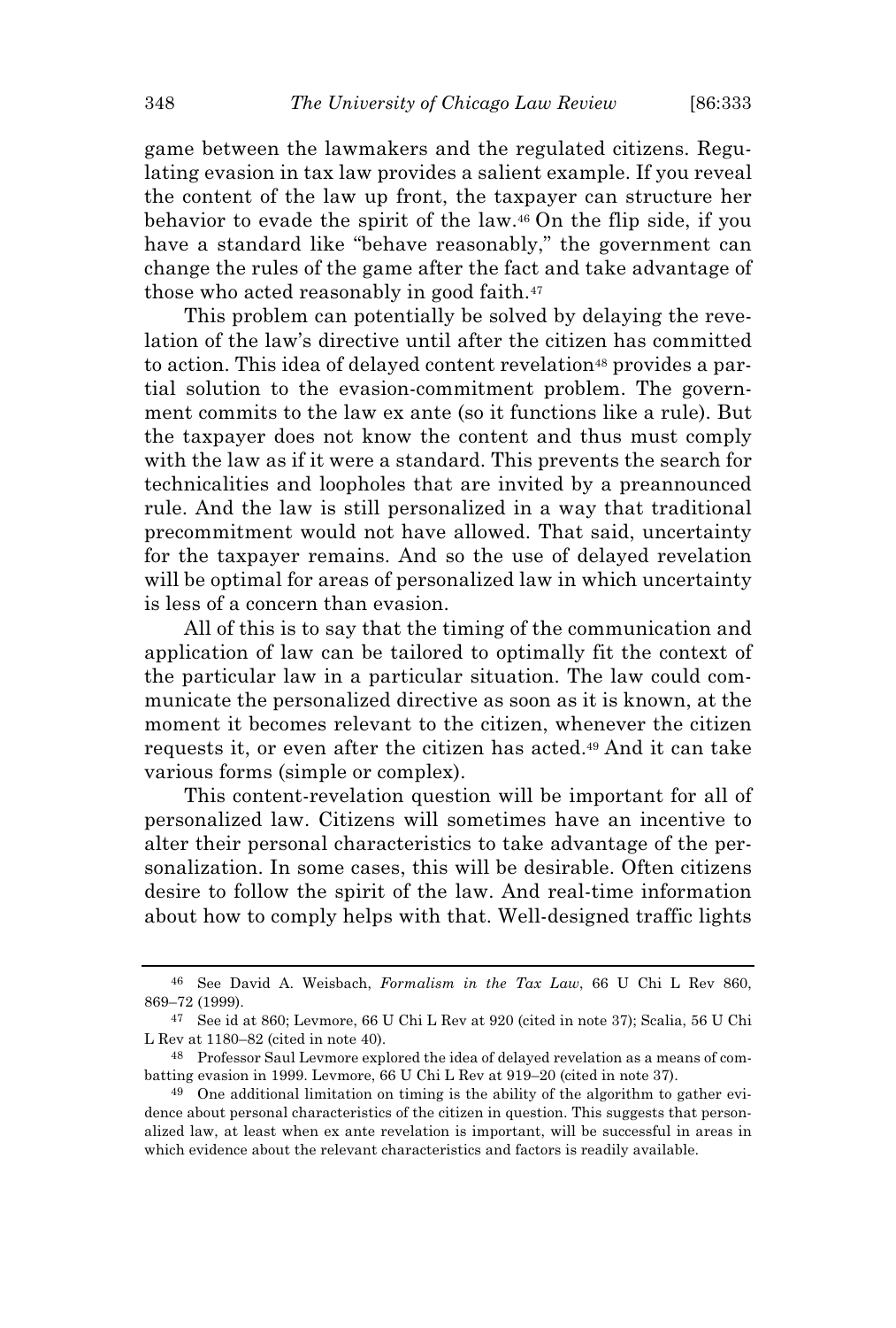game between the lawmakers and the regulated citizens. Regulating evasion in tax law provides a salient example. If you reveal the content of the law up front, the taxpayer can structure her behavior to evade the spirit of the law.[46] On the flip side, if you have a standard like "behave reasonably," the government can change the rules of the game after the fact and take advantage of those who acted reasonably in good faith.[47]

This problem can potentially be solved by delaying the revelation of the law's directive until after the citizen has committed to action. This idea of delayed content revelation[48] provides a partial solution to the evasion-commitment problem. The government commits to the law ex ante (so it functions like a rule). But the taxpayer does not know the content and thus must comply with the law as if it were a standard. This prevents the search for technicalities and loopholes that are invited by a preannounced rule. And the law is still personalized in a way that traditional precommitment would not have allowed. That said, uncertainty for the taxpayer remains. And so the use of delayed revelation will be optimal for areas of personalized law in which uncertainty is less of a concern than evasion.

All of this is to say that the timing of the communication and application of law can be tailored to optimally fit the context of the particular law in a particular situation. The law could communicate the personalized directive as soon as it is known, at the moment it becomes relevant to the citizen, whenever the citizen requests it, or even after the citizen has acted.[49] And it can take various forms (simple or complex).

This content-revelation question will be important for all of personalized law. Citizens will sometimes have an incentive to alter their personal characteristics to take advantage of the personalization. In some cases, this will be desirable. Often citizens desire to follow the spirit of the law. And real-time information about how to comply helps with that. Well-designed traffic lights

---

[46] See David A. Weisbach, *Formalism in the Tax Law*, 66 U Chi L Rev 860, 869–72 (1999).

[47] See id at 860; Levmore, 66 U Chi L Rev at 920 (cited in note 37); Scalia, 56 U Chi L Rev at 1180–82 (cited in note 40).

[48] Professor Saul Levmore explored the idea of delayed revelation as a means of combatting evasion in 1999. Levmore, 66 U Chi L Rev at 919–20 (cited in note 37).

[49] One additional limitation on timing is the ability of the algorithm to gather evidence about personal characteristics of the citizen in question. This suggests that personalized law, at least when ex ante revelation is important, will be successful in areas in which evidence about the relevant characteristics and factors is readily available.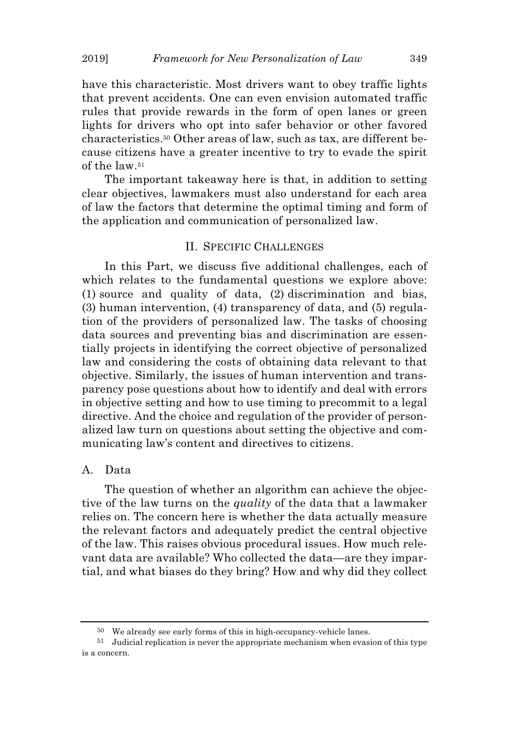have this characteristic. Most drivers want to obey traffic lights that prevent accidents. One can even envision automated traffic rules that provide rewards in the form of open lanes or green lights for drivers who opt into safer behavior or other favored characteristics.[50] Other areas of law, such as tax, are different because citizens have a greater incentive to try to evade the spirit of the law.[51]

The important takeaway here is that, in addition to setting clear objectives, lawmakers must also understand for each area of law the factors that determine the optimal timing and form of the application and communication of personalized law.

## II. SPECIFIC CHALLENGES

In this Part, we discuss five additional challenges, each of which relates to the fundamental questions we explore above: (1) source and quality of data, (2) discrimination and bias, (3) human intervention, (4) transparency of data, and (5) regulation of the providers of personalized law. The tasks of choosing data sources and preventing bias and discrimination are essentially projects in identifying the correct objective of personalized law and considering the costs of obtaining data relevant to that objective. Similarly, the issues of human intervention and transparency pose questions about how to identify and deal with errors in objective setting and how to use timing to precommit to a legal directive. And the choice and regulation of the provider of personalized law turn on questions about setting the objective and communicating law's content and directives to citizens.

### A. Data

The question of whether an algorithm can achieve the objective of the law turns on the *quality* of the data that a lawmaker relies on. The concern here is whether the data actually measure the relevant factors and adequately predict the central objective of the law. This raises obvious procedural issues. How much relevant data are available? Who collected the data—are they impartial, and what biases do they bring? How and why did they collect

---

[50] We already see early forms of this in high-occupancy-vehicle lanes.

[51] Judicial replication is never the appropriate mechanism when evasion of this type is a concern.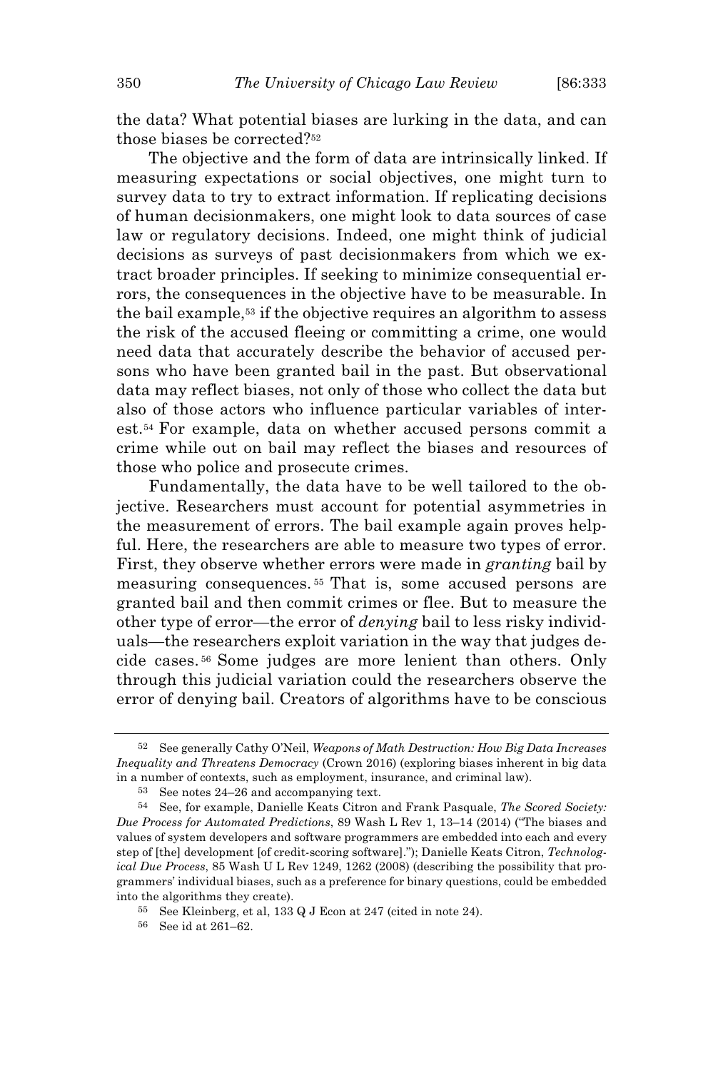the data? What potential biases are lurking in the data, and can those biases be corrected?[52]

The objective and the form of data are intrinsically linked. If measuring expectations or social objectives, one might turn to survey data to try to extract information. If replicating decisions of human decisionmakers, one might look to data sources of case law or regulatory decisions. Indeed, one might think of judicial decisions as surveys of past decisionmakers from which we extract broader principles. If seeking to minimize consequential errors, the consequences in the objective have to be measurable. In the bail example,[53] if the objective requires an algorithm to assess the risk of the accused fleeing or committing a crime, one would need data that accurately describe the behavior of accused persons who have been granted bail in the past. But observational data may reflect biases, not only of those who collect the data but also of those actors who influence particular variables of interest.[54] For example, data on whether accused persons commit a crime while out on bail may reflect the biases and resources of those who police and prosecute crimes.

Fundamentally, the data have to be well tailored to the objective. Researchers must account for potential asymmetries in the measurement of errors. The bail example again proves helpful. Here, the researchers are able to measure two types of error. First, they observe whether errors were made in *granting* bail by measuring consequences.[55] That is, some accused persons are granted bail and then commit crimes or flee. But to measure the other type of error—the error of *denying* bail to less risky individuals—the researchers exploit variation in the way that judges decide cases.[56] Some judges are more lenient than others. Only through this judicial variation could the researchers observe the error of denying bail. Creators of algorithms have to be conscious

---

[52] See generally Cathy O'Neil, *Weapons of Math Destruction: How Big Data Increases Inequality and Threatens Democracy* (Crown 2016) (exploring biases inherent in big data in a number of contexts, such as employment, insurance, and criminal law).

[53] See notes 24–26 and accompanying text.

[54] See, for example, Danielle Keats Citron and Frank Pasquale, *The Scored Society: Due Process for Automated Predictions*, 89 Wash L Rev 1, 13–14 (2014) ("The biases and values of system developers and software programmers are embedded into each and every step of [the] development [of credit-scoring software]."); Danielle Keats Citron, *Technological Due Process*, 85 Wash U L Rev 1249, 1262 (2008) (describing the possibility that programmers' individual biases, such as a preference for binary questions, could be embedded into the algorithms they create).

[55] See Kleinberg, et al, 133 Q J Econ at 247 (cited in note 24).

[56] See id at 261–62.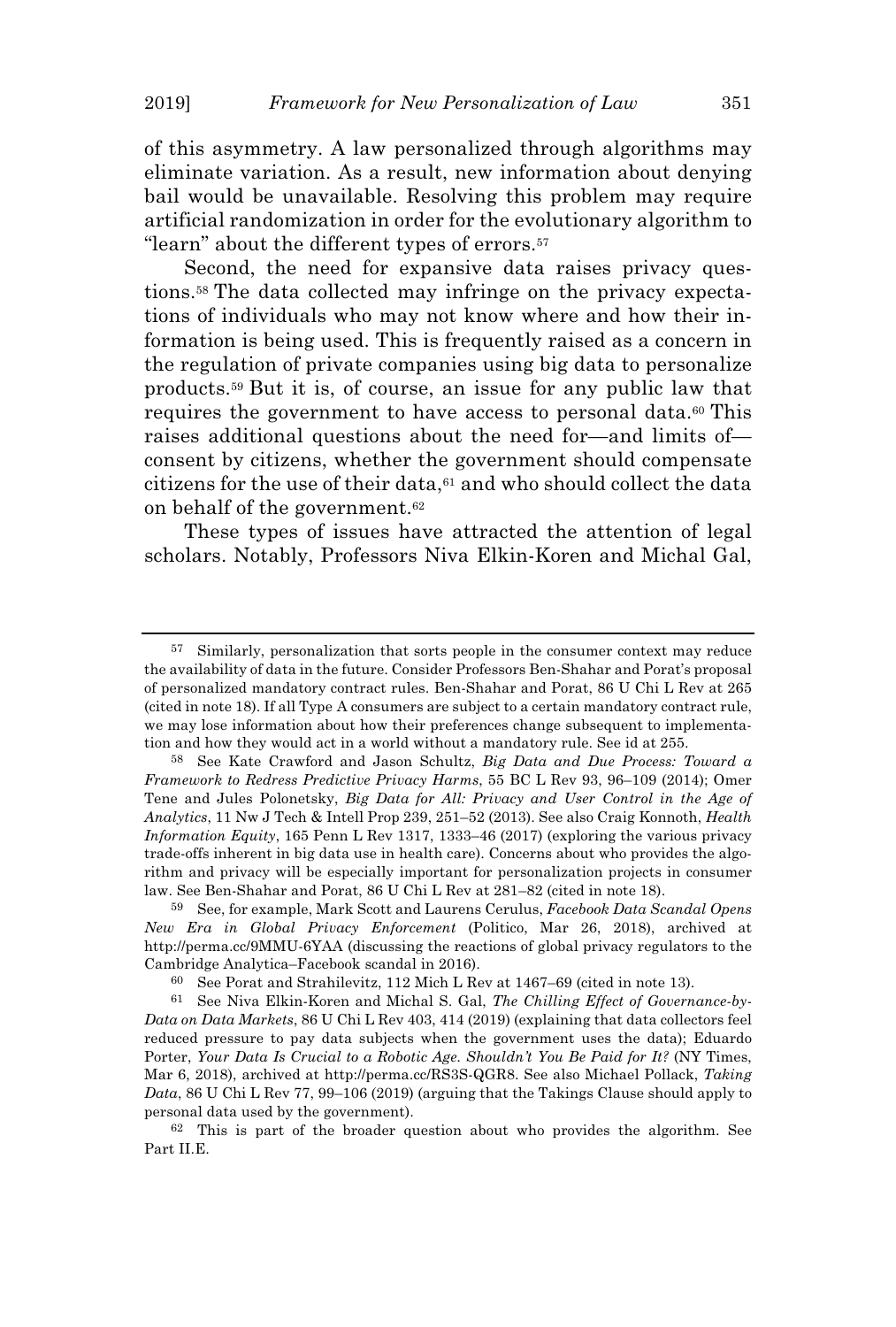of this asymmetry. A law personalized through algorithms may eliminate variation. As a result, new information about denying bail would be unavailable. Resolving this problem may require artificial randomization in order for the evolutionary algorithm to "learn" about the different types of errors.[57]

Second, the need for expansive data raises privacy questions.[58] The data collected may infringe on the privacy expectations of individuals who may not know where and how their information is being used. This is frequently raised as a concern in the regulation of private companies using big data to personalize products.[59] But it is, of course, an issue for any public law that requires the government to have access to personal data.[60] This raises additional questions about the need for—and limits of—consent by citizens, whether the government should compensate citizens for the use of their data,[61] and who should collect the data on behalf of the government.[62]

These types of issues have attracted the attention of legal scholars. Notably, Professors Niva Elkin-Koren and Michal Gal,

---

[57] Similarly, personalization that sorts people in the consumer context may reduce the availability of data in the future. Consider Professors Ben-Shahar and Porat's proposal of personalized mandatory contract rules. Ben-Shahar and Porat, 86 U Chi L Rev at 265 (cited in note 18). If all Type A consumers are subject to a certain mandatory contract rule, we may lose information about how their preferences change subsequent to implementation and how they would act in a world without a mandatory rule. See id at 255.

[58] See Kate Crawford and Jason Schultz, *Big Data and Due Process: Toward a Framework to Redress Predictive Privacy Harms*, 55 BC L Rev 93, 96–109 (2014); Omer Tene and Jules Polonetsky, *Big Data for All: Privacy and User Control in the Age of Analytics*, 11 Nw J Tech & Intell Prop 239, 251–52 (2013). See also Craig Konnoth, *Health Information Equity*, 165 Penn L Rev 1317, 1333–46 (2017) (exploring the various privacy trade-offs inherent in big data use in health care). Concerns about who provides the algorithm and privacy will be especially important for personalization projects in consumer law. See Ben-Shahar and Porat, 86 U Chi L Rev at 281–82 (cited in note 18).

[59] See, for example, Mark Scott and Laurens Cerulus, *Facebook Data Scandal Opens New Era in Global Privacy Enforcement* (Politico, Mar 26, 2018), archived at http://perma.cc/9MMU-6YAA (discussing the reactions of global privacy regulators to the Cambridge Analytica–Facebook scandal in 2016).

[60] See Porat and Strahilevitz, 112 Mich L Rev at 1467–69 (cited in note 13).

[61] See Niva Elkin-Koren and Michal S. Gal, *The Chilling Effect of Governance-by-Data on Data Markets*, 86 U Chi L Rev 403, 414 (2019) (explaining that data collectors feel reduced pressure to pay data subjects when the government uses the data); Eduardo Porter, *Your Data Is Crucial to a Robotic Age. Shouldn't You Be Paid for It?* (NY Times, Mar 6, 2018), archived at http://perma.cc/RS3S-QGR8. See also Michael Pollack, *Taking Data*, 86 U Chi L Rev 77, 99–106 (2019) (arguing that the Takings Clause should apply to personal data used by the government).

[62] This is part of the broader question about who provides the algorithm. See Part II.E.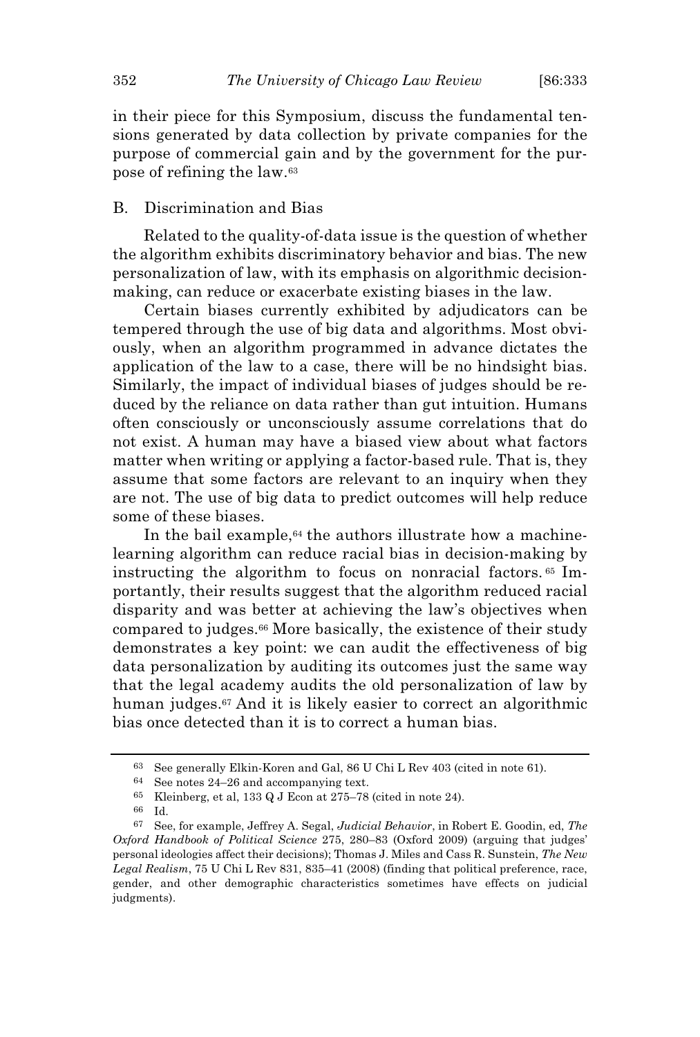in their piece for this Symposium, discuss the fundamental tensions generated by data collection by private companies for the purpose of commercial gain and by the government for the purpose of refining the law.[63]

## B. Discrimination and Bias

Related to the quality-of-data issue is the question of whether the algorithm exhibits discriminatory behavior and bias. The new personalization of law, with its emphasis on algorithmic decision-making, can reduce or exacerbate existing biases in the law.

Certain biases currently exhibited by adjudicators can be tempered through the use of big data and algorithms. Most obviously, when an algorithm programmed in advance dictates the application of the law to a case, there will be no hindsight bias. Similarly, the impact of individual biases of judges should be reduced by the reliance on data rather than gut intuition. Humans often consciously or unconsciously assume correlations that do not exist. A human may have a biased view about what factors matter when writing or applying a factor-based rule. That is, they assume that some factors are relevant to an inquiry when they are not. The use of big data to predict outcomes will help reduce some of these biases.

In the bail example,[64] the authors illustrate how a machine-learning algorithm can reduce racial bias in decision-making by instructing the algorithm to focus on nonracial factors.[65] Importantly, their results suggest that the algorithm reduced racial disparity and was better at achieving the law's objectives when compared to judges.[66] More basically, the existence of their study demonstrates a key point: we can audit the effectiveness of big data personalization by auditing its outcomes just the same way that the legal academy audits the old personalization of law by human judges.[67] And it is likely easier to correct an algorithmic bias once detected than it is to correct a human bias.

---

[63] See generally Elkin-Koren and Gal, 86 U Chi L Rev 403 (cited in note 61).

[64] See notes 24–26 and accompanying text.

[65] Kleinberg, et al, 133 Q J Econ at 275–78 (cited in note 24).

[66] Id.

[67] See, for example, Jeffrey A. Segal, *Judicial Behavior*, in Robert E. Goodin, ed, *The Oxford Handbook of Political Science* 275, 280–83 (Oxford 2009) (arguing that judges' personal ideologies affect their decisions); Thomas J. Miles and Cass R. Sunstein, *The New Legal Realism*, 75 U Chi L Rev 831, 835–41 (2008) (finding that political preference, race, gender, and other demographic characteristics sometimes have effects on judicial judgments).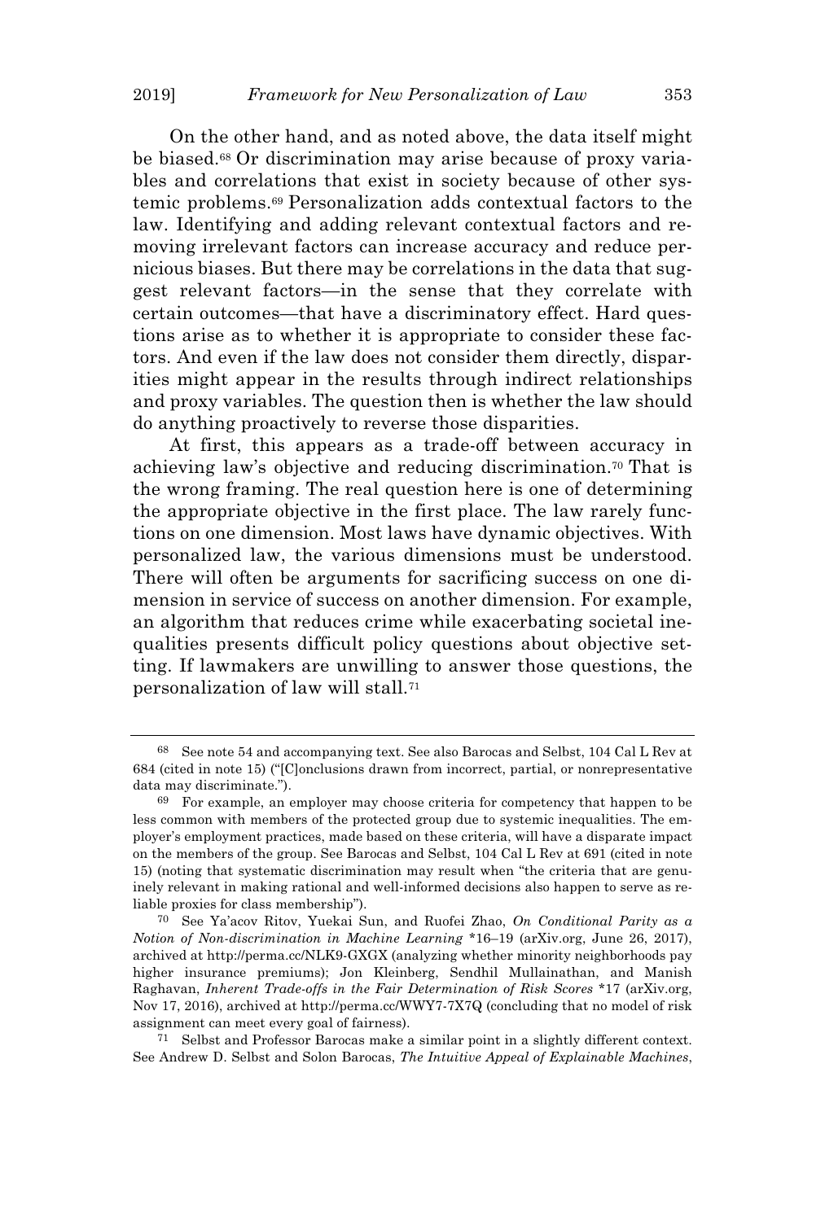On the other hand, and as noted above, the data itself might be biased.[68] Or discrimination may arise because of proxy variables and correlations that exist in society because of other systemic problems.[69] Personalization adds contextual factors to the law. Identifying and adding relevant contextual factors and removing irrelevant factors can increase accuracy and reduce pernicious biases. But there may be correlations in the data that suggest relevant factors—in the sense that they correlate with certain outcomes—that have a discriminatory effect. Hard questions arise as to whether it is appropriate to consider these factors. And even if the law does not consider them directly, disparities might appear in the results through indirect relationships and proxy variables. The question then is whether the law should do anything proactively to reverse those disparities.

At first, this appears as a trade-off between accuracy in achieving law's objective and reducing discrimination.[70] That is the wrong framing. The real question here is one of determining the appropriate objective in the first place. The law rarely functions on one dimension. Most laws have dynamic objectives. With personalized law, the various dimensions must be understood. There will often be arguments for sacrificing success on one dimension in service of success on another dimension. For example, an algorithm that reduces crime while exacerbating societal inequalities presents difficult policy questions about objective setting. If lawmakers are unwilling to answer those questions, the personalization of law will stall.[71]

---

[68] See note 54 and accompanying text. See also Barocas and Selbst, 104 Cal L Rev at 684 (cited in note 15) ("[C]onclusions drawn from incorrect, partial, or nonrepresentative data may discriminate.").

[69] For example, an employer may choose criteria for competency that happen to be less common with members of the protected group due to systemic inequalities. The employer's employment practices, made based on these criteria, will have a disparate impact on the members of the group. See Barocas and Selbst, 104 Cal L Rev at 691 (cited in note 15) (noting that systematic discrimination may result when "the criteria that are genuinely relevant in making rational and well-informed decisions also happen to serve as reliable proxies for class membership").

[70] See Ya'acov Ritov, Yuekai Sun, and Ruofei Zhao, *On Conditional Parity as a Notion of Non-discrimination in Machine Learning* *16–19 (arXiv.org, June 26, 2017), archived at http://perma.cc/NLK9-GXGX (analyzing whether minority neighborhoods pay higher insurance premiums); Jon Kleinberg, Sendhil Mullainathan, and Manish Raghavan, *Inherent Trade-offs in the Fair Determination of Risk Scores* *17 (arXiv.org, Nov 17, 2016), archived at http://perma.cc/WWY7-7X7Q (concluding that no model of risk assignment can meet every goal of fairness).

[71] Selbst and Professor Barocas make a similar point in a slightly different context. See Andrew D. Selbst and Solon Barocas, *The Intuitive Appeal of Explainable Machines*,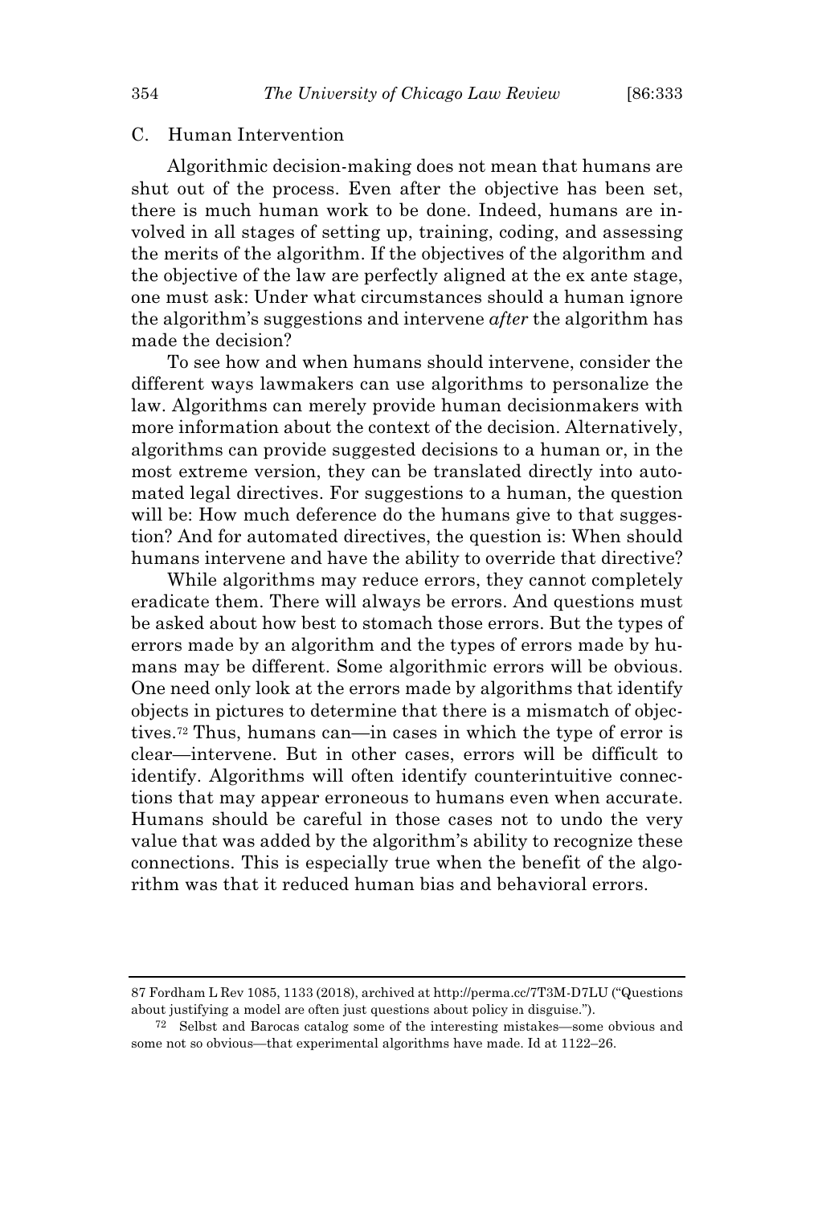### C. Human Intervention

Algorithmic decision-making does not mean that humans are shut out of the process. Even after the objective has been set, there is much human work to be done. Indeed, humans are involved in all stages of setting up, training, coding, and assessing the merits of the algorithm. If the objectives of the algorithm and the objective of the law are perfectly aligned at the ex ante stage, one must ask: Under what circumstances should a human ignore the algorithm's suggestions and intervene *after* the algorithm has made the decision?

To see how and when humans should intervene, consider the different ways lawmakers can use algorithms to personalize the law. Algorithms can merely provide human decisionmakers with more information about the context of the decision. Alternatively, algorithms can provide suggested decisions to a human or, in the most extreme version, they can be translated directly into automated legal directives. For suggestions to a human, the question will be: How much deference do the humans give to that suggestion? And for automated directives, the question is: When should humans intervene and have the ability to override that directive?

While algorithms may reduce errors, they cannot completely eradicate them. There will always be errors. And questions must be asked about how best to stomach those errors. But the types of errors made by an algorithm and the types of errors made by humans may be different. Some algorithmic errors will be obvious. One need only look at the errors made by algorithms that identify objects in pictures to determine that there is a mismatch of objectives.[72] Thus, humans can—in cases in which the type of error is clear—intervene. But in other cases, errors will be difficult to identify. Algorithms will often identify counterintuitive connections that may appear erroneous to humans even when accurate. Humans should be careful in those cases not to undo the very value that was added by the algorithm's ability to recognize these connections. This is especially true when the benefit of the algorithm was that it reduced human bias and behavioral errors.

---

87 Fordham L Rev 1085, 1133 (2018), archived at http://perma.cc/7T3M-D7LU ("Questions about justifying a model are often just questions about policy in disguise.").

[72] Selbst and Barocas catalog some of the interesting mistakes—some obvious and some not so obvious—that experimental algorithms have made. Id at 1122–26.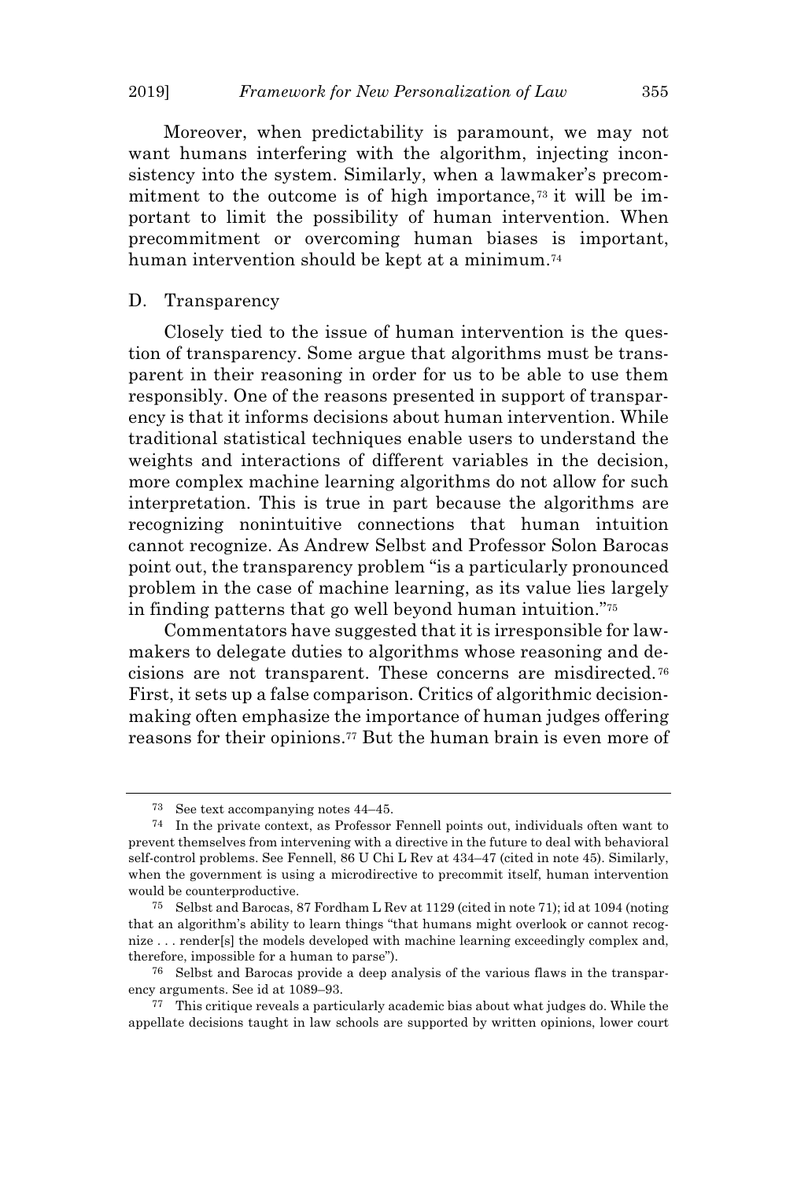Moreover, when predictability is paramount, we may not want humans interfering with the algorithm, injecting inconsistency into the system. Similarly, when a lawmaker's precommitment to the outcome is of high importance,[73] it will be important to limit the possibility of human intervention. When precommitment or overcoming human biases is important, human intervention should be kept at a minimum.[74]

## D. Transparency

Closely tied to the issue of human intervention is the question of transparency. Some argue that algorithms must be transparent in their reasoning in order for us to be able to use them responsibly. One of the reasons presented in support of transparency is that it informs decisions about human intervention. While traditional statistical techniques enable users to understand the weights and interactions of different variables in the decision, more complex machine learning algorithms do not allow for such interpretation. This is true in part because the algorithms are recognizing nonintuitive connections that human intuition cannot recognize. As Andrew Selbst and Professor Solon Barocas point out, the transparency problem "is a particularly pronounced problem in the case of machine learning, as its value lies largely in finding patterns that go well beyond human intuition."[75]

Commentators have suggested that it is irresponsible for lawmakers to delegate duties to algorithms whose reasoning and decisions are not transparent. These concerns are misdirected.[76] First, it sets up a false comparison. Critics of algorithmic decision-making often emphasize the importance of human judges offering reasons for their opinions.[77] But the human brain is even more of

---

[73] See text accompanying notes 44–45.

[74] In the private context, as Professor Fennell points out, individuals often want to prevent themselves from intervening with a directive in the future to deal with behavioral self-control problems. See Fennell, 86 U Chi L Rev at 434–47 (cited in note 45). Similarly, when the government is using a microdirective to precommit itself, human intervention would be counterproductive.

[75] Selbst and Barocas, 87 Fordham L Rev at 1129 (cited in note 71); id at 1094 (noting that an algorithm's ability to learn things "that humans might overlook or cannot recognize . . . render[s] the models developed with machine learning exceedingly complex and, therefore, impossible for a human to parse").

[76] Selbst and Barocas provide a deep analysis of the various flaws in the transparency arguments. See id at 1089–93.

[77] This critique reveals a particularly academic bias about what judges do. While the appellate decisions taught in law schools are supported by written opinions, lower court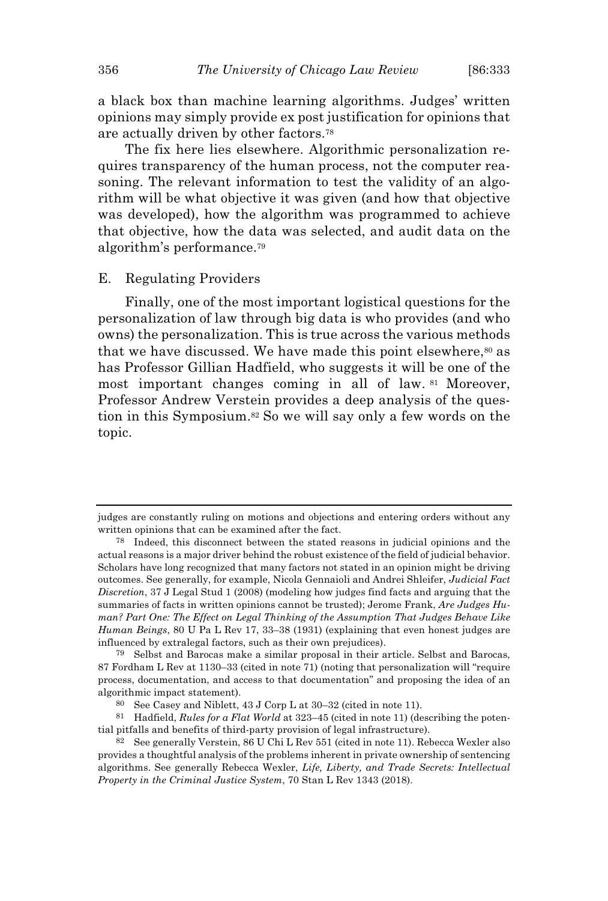a black box than machine learning algorithms. Judges' written opinions may simply provide ex post justification for opinions that are actually driven by other factors.[78]

The fix here lies elsewhere. Algorithmic personalization requires transparency of the human process, not the computer reasoning. The relevant information to test the validity of an algorithm will be what objective it was given (and how that objective was developed), how the algorithm was programmed to achieve that objective, how the data was selected, and audit data on the algorithm's performance.[79]

## E. Regulating Providers

Finally, one of the most important logistical questions for the personalization of law through big data is who provides (and who owns) the personalization. This is true across the various methods that we have discussed. We have made this point elsewhere,[80] as has Professor Gillian Hadfield, who suggests it will be one of the most important changes coming in all of law.[81] Moreover, Professor Andrew Verstein provides a deep analysis of the question in this Symposium.[82] So we will say only a few words on the topic.

---

judges are constantly ruling on motions and objections and entering orders without any written opinions that can be examined after the fact.

[78] Indeed, this disconnect between the stated reasons in judicial opinions and the actual reasons is a major driver behind the robust existence of the field of judicial behavior. Scholars have long recognized that many factors not stated in an opinion might be driving outcomes. See generally, for example, Nicola Gennaioli and Andrei Shleifer, *Judicial Fact Discretion*, 37 J Legal Stud 1 (2008) (modeling how judges find facts and arguing that the summaries of facts in written opinions cannot be trusted); Jerome Frank, *Are Judges Human? Part One: The Effect on Legal Thinking of the Assumption That Judges Behave Like Human Beings*, 80 U Pa L Rev 17, 33–38 (1931) (explaining that even honest judges are influenced by extralegal factors, such as their own prejudices).

[79] Selbst and Barocas make a similar proposal in their article. Selbst and Barocas, 87 Fordham L Rev at 1130–33 (cited in note 71) (noting that personalization will "require process, documentation, and access to that documentation" and proposing the idea of an algorithmic impact statement).

[80] See Casey and Niblett, 43 J Corp L at 30–32 (cited in note 11).

[81] Hadfield, *Rules for a Flat World* at 323–45 (cited in note 11) (describing the potential pitfalls and benefits of third-party provision of legal infrastructure).

[82] See generally Verstein, 86 U Chi L Rev 551 (cited in note 11). Rebecca Wexler also provides a thoughtful analysis of the problems inherent in private ownership of sentencing algorithms. See generally Rebecca Wexler, *Life, Liberty, and Trade Secrets: Intellectual Property in the Criminal Justice System*, 70 Stan L Rev 1343 (2018).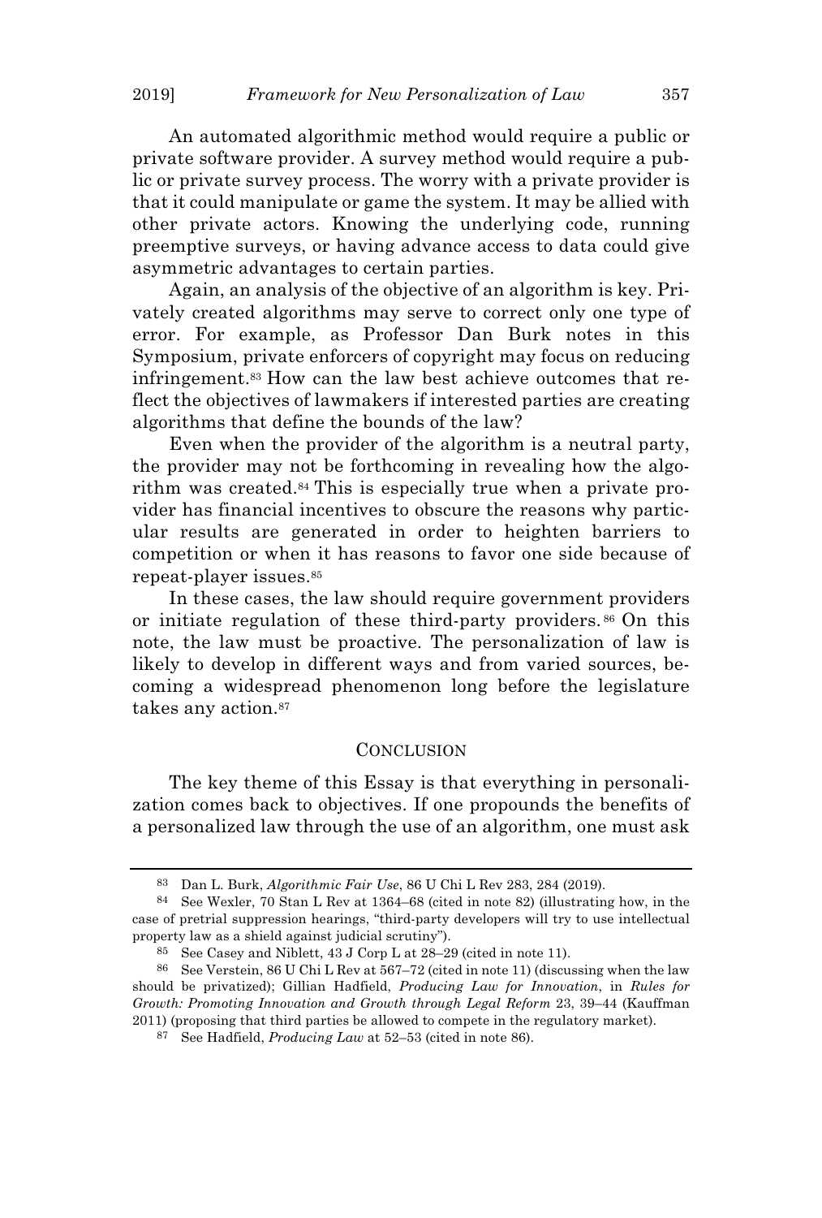An automated algorithmic method would require a public or private software provider. A survey method would require a public or private survey process. The worry with a private provider is that it could manipulate or game the system. It may be allied with other private actors. Knowing the underlying code, running preemptive surveys, or having advance access to data could give asymmetric advantages to certain parties.

Again, an analysis of the objective of an algorithm is key. Privately created algorithms may serve to correct only one type of error. For example, as Professor Dan Burk notes in this Symposium, private enforcers of copyright may focus on reducing infringement.[83] How can the law best achieve outcomes that reflect the objectives of lawmakers if interested parties are creating algorithms that define the bounds of the law?

Even when the provider of the algorithm is a neutral party, the provider may not be forthcoming in revealing how the algorithm was created.[84] This is especially true when a private provider has financial incentives to obscure the reasons why particular results are generated in order to heighten barriers to competition or when it has reasons to favor one side because of repeat-player issues.[85]

In these cases, the law should require government providers or initiate regulation of these third-party providers.[86] On this note, the law must be proactive. The personalization of law is likely to develop in different ways and from varied sources, becoming a widespread phenomenon long before the legislature takes any action.[87]

## CONCLUSION

The key theme of this Essay is that everything in personalization comes back to objectives. If one propounds the benefits of a personalized law through the use of an algorithm, one must ask

---

[83] Dan L. Burk, *Algorithmic Fair Use*, 86 U Chi L Rev 283, 284 (2019).

[84] See Wexler, 70 Stan L Rev at 1364–68 (cited in note 82) (illustrating how, in the case of pretrial suppression hearings, "third-party developers will try to use intellectual property law as a shield against judicial scrutiny").

[85] See Casey and Niblett, 43 J Corp L at 28–29 (cited in note 11).

[86] See Verstein, 86 U Chi L Rev at 567–72 (cited in note 11) (discussing when the law should be privatized); Gillian Hadfield, *Producing Law for Innovation*, in *Rules for Growth: Promoting Innovation and Growth through Legal Reform* 23, 39–44 (Kauffman 2011) (proposing that third parties be allowed to compete in the regulatory market).

[87] See Hadfield, *Producing Law* at 52–53 (cited in note 86).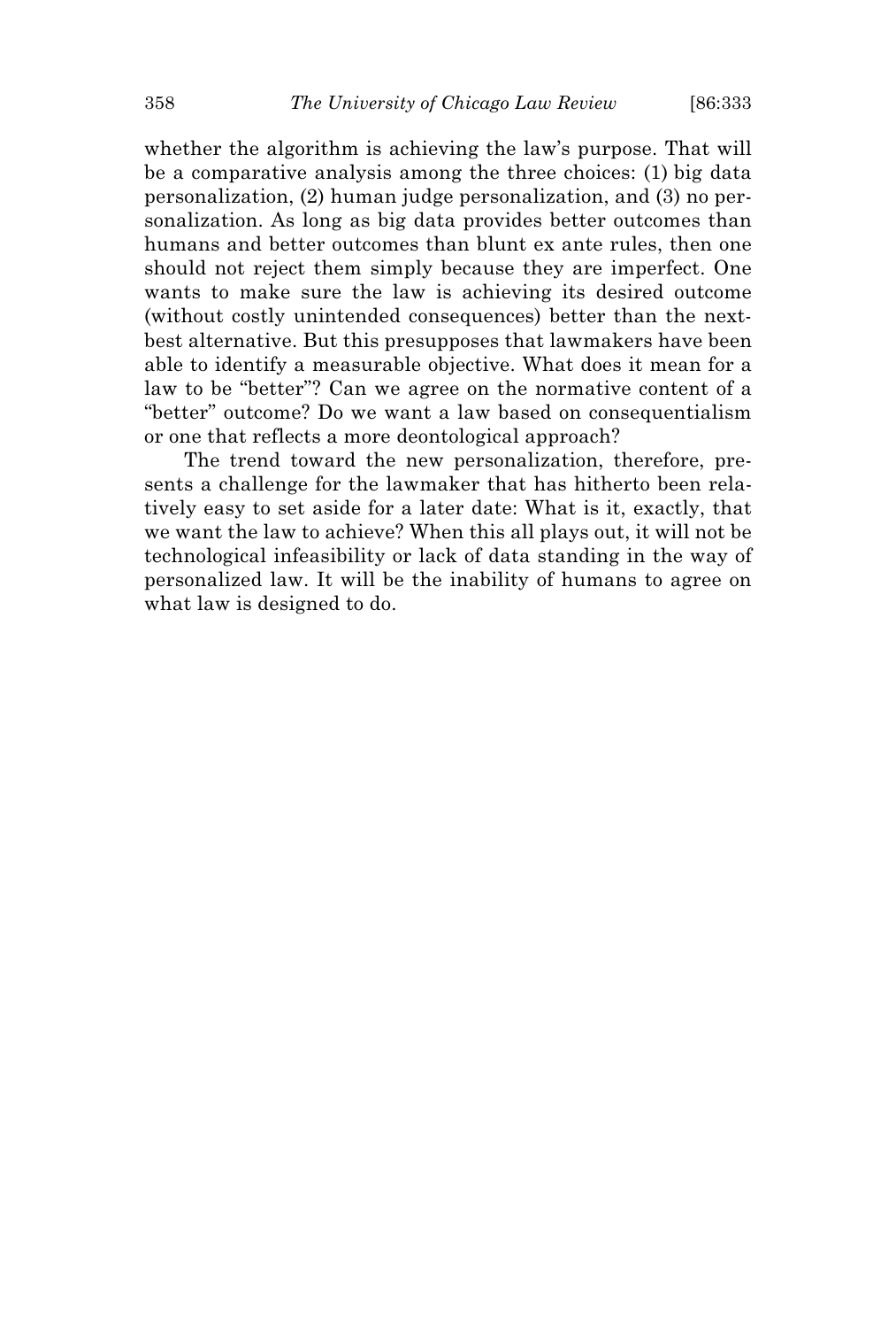whether the algorithm is achieving the law's purpose. That will be a comparative analysis among the three choices: (1) big data personalization, (2) human judge personalization, and (3) no personalization. As long as big data provides better outcomes than humans and better outcomes than blunt ex ante rules, then one should not reject them simply because they are imperfect. One wants to make sure the law is achieving its desired outcome (without costly unintended consequences) better than the next-best alternative. But this presupposes that lawmakers have been able to identify a measurable objective. What does it mean for a law to be "better"? Can we agree on the normative content of a "better" outcome? Do we want a law based on consequentialism or one that reflects a more deontological approach?

The trend toward the new personalization, therefore, presents a challenge for the lawmaker that has hitherto been relatively easy to set aside for a later date: What is it, exactly, that we want the law to achieve? When this all plays out, it will not be technological infeasibility or lack of data standing in the way of personalized law. It will be the inability of humans to agree on what law is designed to do.